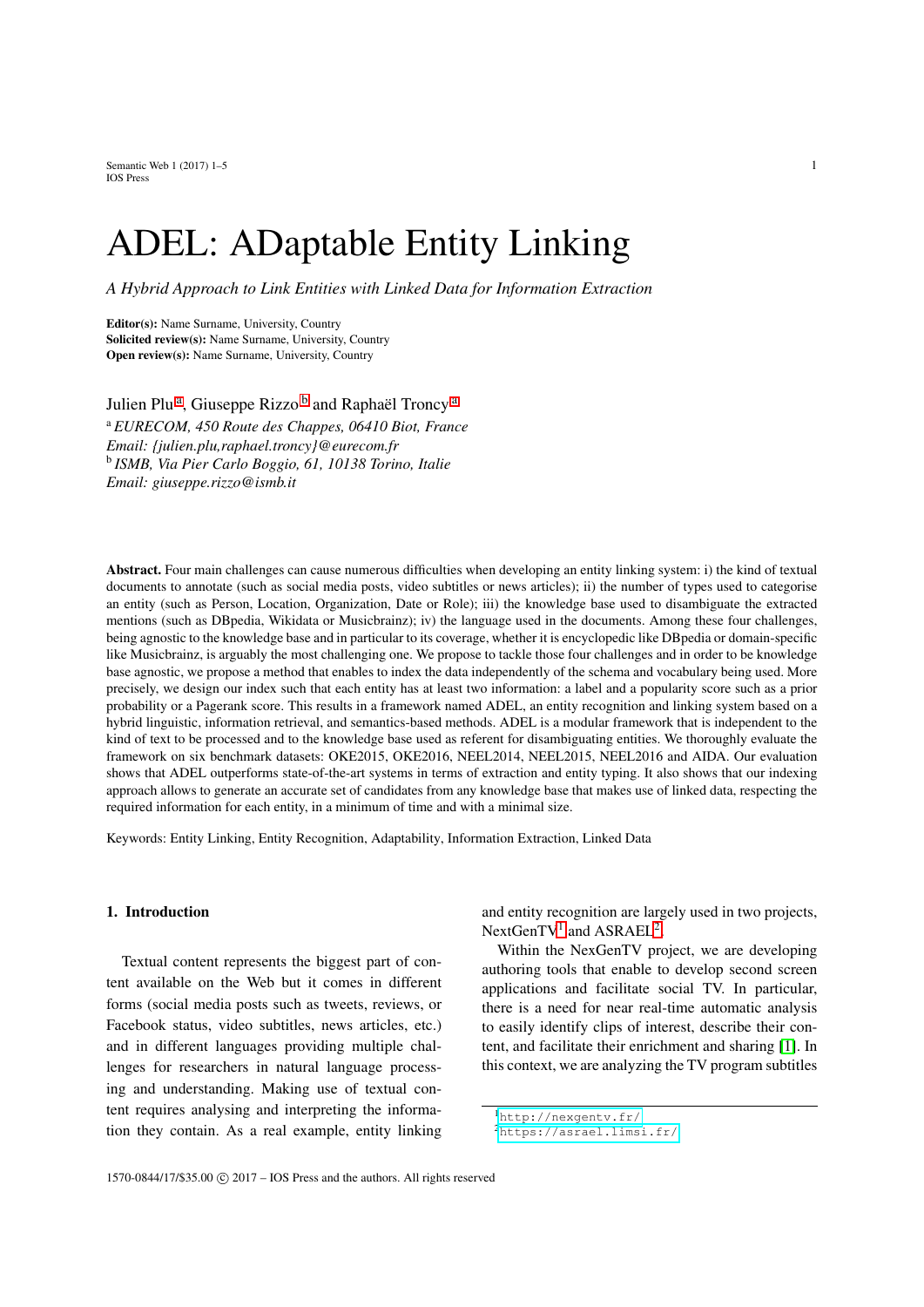# ADEL: ADaptable Entity Linking

*A Hybrid Approach to Link Entities with Linked Data for Information Extraction*

**Editor(s):** Name Surname, University, Country
**Solicited review(s):** Name Surname, University, Country
**Open review(s):** Name Surname, University, Country

Julien Plu[a], Giuseppe Rizzo[b] and Raphaël Troncy[a]

[a] *EURECOM, 450 Route des Chappes, 06410 Biot, France*
*Email: {julien.plu,raphael.troncy}@eurecom.fr*
[b] *ISMB, Via Pier Carlo Boggio, 61, 10138 Torino, Italie*
*Email: giuseppe.rizzo@ismb.it*

**Abstract.** Four main challenges can cause numerous difficulties when developing an entity linking system: i) the kind of textual documents to annotate (such as social media posts, video subtitles or news articles); ii) the number of types used to categorise an entity (such as Person, Location, Organization, Date or Role); iii) the knowledge base used to disambiguate the extracted mentions (such as DBpedia, Wikidata or Musicbrainz); iv) the language used in the documents. Among these four challenges, being agnostic to the knowledge base and in particular to its coverage, whether it is encyclopedic like DBpedia or domain-specific like Musicbrainz, is arguably the most challenging one. We propose to tackle those four challenges and in order to be knowledge base agnostic, we propose a method that enables to index the data independently of the schema and vocabulary being used. More precisely, we design our index such that each entity has at least two information: a label and a popularity score such as a prior probability or a Pagerank score. This results in a framework named ADEL, an entity recognition and linking system based on a hybrid linguistic, information retrieval, and semantics-based methods. ADEL is a modular framework that is independent to the kind of text to be processed and to the knowledge base used as referent for disambiguating entities. We thoroughly evaluate the framework on six benchmark datasets: OKE2015, OKE2016, NEEL2014, NEEL2015, NEEL2016 and AIDA. Our evaluation shows that ADEL outperforms state-of-the-art systems in terms of extraction and entity typing. It also shows that our indexing approach allows to generate an accurate set of candidates from any knowledge base that makes use of linked data, respecting the required information for each entity, in a minimum of time and with a minimal size.

Keywords: Entity Linking, Entity Recognition, Adaptability, Information Extraction, Linked Data

## 1. Introduction

Textual content represents the biggest part of content available on the Web but it comes in different forms (social media posts such as tweets, reviews, or Facebook status, video subtitles, news articles, etc.) and in different languages providing multiple challenges for researchers in natural language processing and understanding. Making use of textual content requires analysing and interpreting the information they contain. As a real example, entity linking and entity recognition are largely used in two projects, NextGenTV[1] and ASRAEL[2].

Within the NexGenTV project, we are developing authoring tools that enable to develop second screen applications and facilitate social TV. In particular, there is a need for near real-time automatic analysis to easily identify clips of interest, describe their content, and facilitate their enrichment and sharing [1]. In this context, we are analyzing the TV program subtitles

[1] http://nexgentv.fr/
[2] https://asrael.limsi.fr/

1570-0844/17/$35.00 © 2017 – IOS Press and the authors. All rights reserved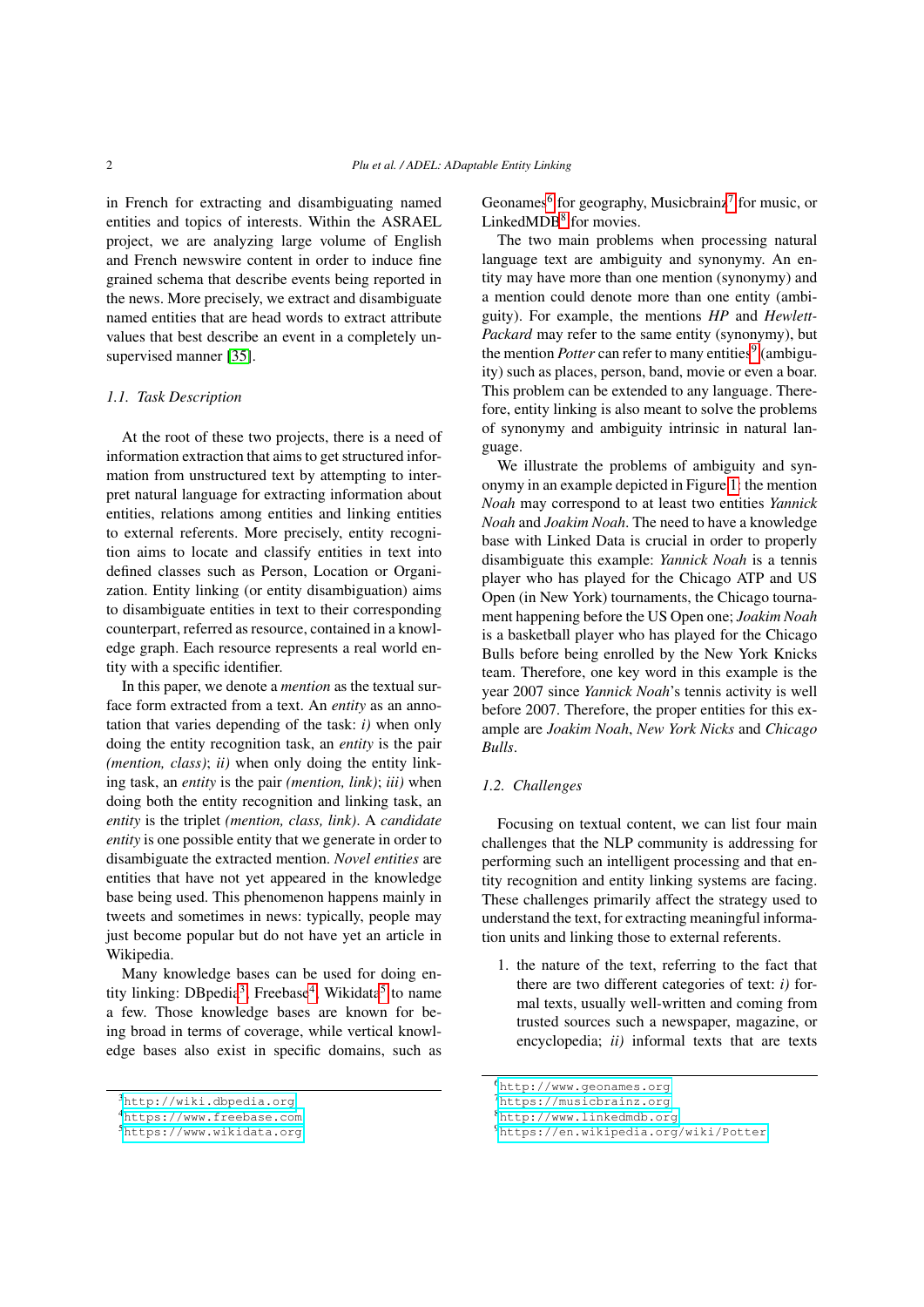in French for extracting and disambiguating named entities and topics of interests. Within the ASRAEL project, we are analyzing large volume of English and French newswire content in order to induce fine grained schema that describe events being reported in the news. More precisely, we extract and disambiguate named entities that are head words to extract attribute values that best describe an event in a completely unsupervised manner [35].

### 1.1. Task Description

At the root of these two projects, there is a need of information extraction that aims to get structured information from unstructured text by attempting to interpret natural language for extracting information about entities, relations among entities and linking entities to external referents. More precisely, entity recognition aims to locate and classify entities in text into defined classes such as Person, Location or Organization. Entity linking (or entity disambiguation) aims to disambiguate entities in text to their corresponding counterpart, referred as resource, contained in a knowledge graph. Each resource represents a real world entity with a specific identifier.

In this paper, we denote a *mention* as the textual surface form extracted from a text. An *entity* as an annotation that varies depending of the task: *i)* when only doing the entity recognition task, an *entity* is the pair *(mention, class)*; *ii)* when only doing the entity linking task, an *entity* is the pair *(mention, link)*; *iii)* when doing both the entity recognition and linking task, an *entity* is the triplet *(mention, class, link)*. A *candidate entity* is one possible entity that we generate in order to disambiguate the extracted mention. *Novel entities* are entities that have not yet appeared in the knowledge base being used. This phenomenon happens mainly in tweets and sometimes in news: typically, people may just become popular but do not have yet an article in Wikipedia.

Many knowledge bases can be used for doing entity linking: DBpedia[3], Freebase[4], Wikidata[5] to name a few. Those knowledge bases are known for being broad in terms of coverage, while vertical knowledge bases also exist in specific domains, such as Geonames[6] for geography, Musicbrainz[7] for music, or LinkedMDB[8] for movies.

The two main problems when processing natural language text are ambiguity and synonymy. An entity may have more than one mention (synonymy) and a mention could denote more than one entity (ambiguity). For example, the mentions *HP* and *Hewlett-Packard* may refer to the same entity (synonymy), but the mention *Potter* can refer to many entities[9] (ambiguity) such as places, person, band, movie or even a boar. This problem can be extended to any language. Therefore, entity linking is also meant to solve the problems of synonymy and ambiguity intrinsic in natural language.

We illustrate the problems of ambiguity and synonymy in an example depicted in Figure 1: the mention *Noah* may correspond to at least two entities *Yannick Noah* and *Joakim Noah*. The need to have a knowledge base with Linked Data is crucial in order to properly disambiguate this example: *Yannick Noah* is a tennis player who has played for the Chicago ATP and US Open (in New York) tournaments, the Chicago tournament happening before the US Open one; *Joakim Noah* is a basketball player who has played for the Chicago Bulls before being enrolled by the New York Knicks team. Therefore, one key word in this example is the year 2007 since *Yannick Noah*'s tennis activity is well before 2007. Therefore, the proper entities for this example are *Joakim Noah*, *New York Nicks* and *Chicago Bulls*.

### 1.2. Challenges

Focusing on textual content, we can list four main challenges that the NLP community is addressing for performing such an intelligent processing and that entity recognition and entity linking systems are facing. These challenges primarily affect the strategy used to understand the text, for extracting meaningful information units and linking those to external referents.

1. the nature of the text, referring to the fact that there are two different categories of text: *i)* formal texts, usually well-written and coming from trusted sources such a newspaper, magazine, or encyclopedia; *ii)* informal texts that are texts

---

[3] http://wiki.dbpedia.org
[4] https://www.freebase.com
[5] https://www.wikidata.org
[6] http://www.geonames.org
[7] https://musicbrainz.org
[8] http://www.linkedmdb.org
[9] https://en.wikipedia.org/wiki/Potter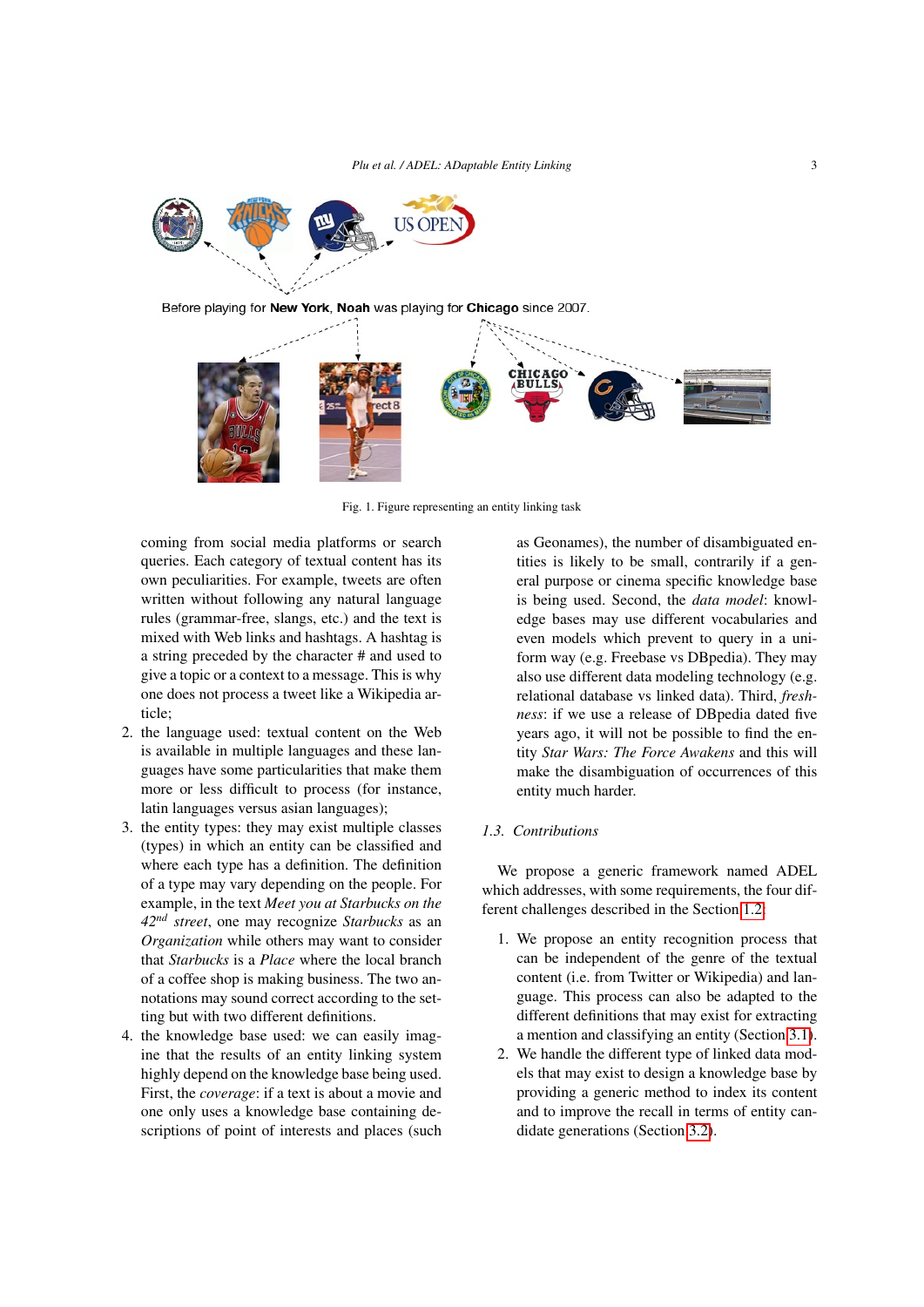Before playing for **New York**, **Noah** was playing for **Chicago** since 2007.

Fig. 1. Figure representing an entity linking task

coming from social media platforms or search queries. Each category of textual content has its own peculiarities. For example, tweets are often written without following any natural language rules (grammar-free, slangs, etc.) and the text is mixed with Web links and hashtags. A hashtag is a string preceded by the character # and used to give a topic or a context to a message. This is why one does not process a tweet like a Wikipedia article;

2. the language used: textual content on the Web is available in multiple languages and these languages have some particularities that make them more or less difficult to process (for instance, latin languages versus asian languages);
3. the entity types: they may exist multiple classes (types) in which an entity can be classified and where each type has a definition. The definition of a type may vary depending on the people. For example, in the text *Meet you at Starbucks on the 42nd street*, one may recognize *Starbucks* as an *Organization* while others may want to consider that *Starbucks* is a *Place* where the local branch of a coffee shop is making business. The two annotations may sound correct according to the setting but with two different definitions.
4. the knowledge base used: we can easily imagine that the results of an entity linking system highly depend on the knowledge base being used. First, the *coverage*: if a text is about a movie and one only uses a knowledge base containing descriptions of point of interests and places (such as Geonames), the number of disambiguated entities is likely to be small, contrarily if a general purpose or cinema specific knowledge base is being used. Second, the *data model*: knowledge bases may use different vocabularies and even models which prevent to query in a uniform way (e.g. Freebase vs DBpedia). They may also use different data modeling technology (e.g. relational database vs linked data). Third, *freshness*: if we use a release of DBpedia dated five years ago, it will not be possible to find the entity *Star Wars: The Force Awakens* and this will make the disambiguation of occurrences of this entity much harder.

### 1.3. Contributions

We propose a generic framework named ADEL which addresses, with some requirements, the four different challenges described in the Section 1.2.

1. We propose an entity recognition process that can be independent of the genre of the textual content (i.e. from Twitter or Wikipedia) and language. This process can also be adapted to the different definitions that may exist for extracting a mention and classifying an entity (Section 3.1).
2. We handle the different type of linked data models that may exist to design a knowledge base by providing a generic method to index its content and to improve the recall in terms of entity candidate generations (Section 3.2).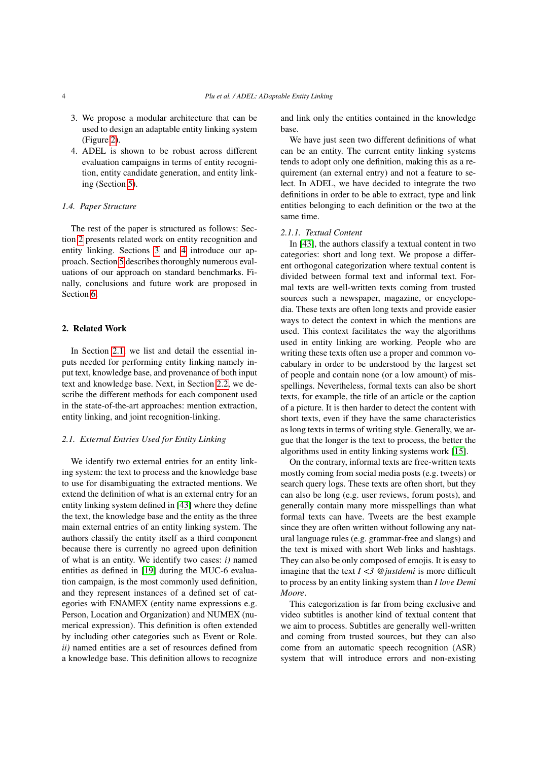3. We propose a modular architecture that can be used to design an adaptable entity linking system (Figure 2).
4. ADEL is shown to be robust across different evaluation campaigns in terms of entity recognition, entity candidate generation, and entity linking (Section 5).

### 1.4. Paper Structure

The rest of the paper is structured as follows: Section 2 presents related work on entity recognition and entity linking. Sections 3 and 4 introduce our approach. Section 5 describes thoroughly numerous evaluations of our approach on standard benchmarks. Finally, conclusions and future work are proposed in Section 6.

## 2. Related Work

In Section 2.1, we list and detail the essential inputs needed for performing entity linking namely input text, knowledge base, and provenance of both input text and knowledge base. Next, in Section 2.2, we describe the different methods for each component used in the state-of-the-art approaches: mention extraction, entity linking, and joint recognition-linking.

### 2.1. External Entries Used for Entity Linking

We identify two external entries for an entity linking system: the text to process and the knowledge base to use for disambiguating the extracted mentions. We extend the definition of what is an external entry for an entity linking system defined in [43] where they define the text, the knowledge base and the entity as the three main external entries of an entity linking system. The authors classify the entity itself as a third component because there is currently no agreed upon definition of what is an entity. We identify two cases: *i)* named entities as defined in [19] during the MUC-6 evaluation campaign, is the most commonly used definition, and they represent instances of a defined set of categories with ENAMEX (entity name expressions e.g. Person, Location and Organization) and NUMEX (numerical expression). This definition is often extended by including other categories such as Event or Role. *ii)* named entities are a set of resources defined from a knowledge base. This definition allows to recognize and link only the entities contained in the knowledge base.

We have just seen two different definitions of what can be an entity. The current entity linking systems tends to adopt only one definition, making this as a requirement (an external entry) and not a feature to select. In ADEL, we have decided to integrate the two definitions in order to be able to extract, type and link entities belonging to each definition or the two at the same time.

#### 2.1.1. Textual Content

In [43], the authors classify a textual content in two categories: short and long text. We propose a different orthogonal categorization where textual content is divided between formal text and informal text. Formal texts are well-written texts coming from trusted sources such a newspaper, magazine, or encyclopedia. These texts are often long texts and provide easier ways to detect the context in which the mentions are used. This context facilitates the way the algorithms used in entity linking are working. People who are writing these texts often use a proper and common vocabulary in order to be understood by the largest set of people and contain none (or a low amount) of misspellings. Nevertheless, formal texts can also be short texts, for example, the title of an article or the caption of a picture. It is then harder to detect the content with short texts, even if they have the same characteristics as long texts in terms of writing style. Generally, we argue that the longer is the text to process, the better the algorithms used in entity linking systems work [15].

On the contrary, informal texts are free-written texts mostly coming from social media posts (e.g. tweets) or search query logs. These texts are often short, but they can also be long (e.g. user reviews, forum posts), and generally contain many more misspellings than what formal texts can have. Tweets are the best example since they are often written without following any natural language rules (e.g. grammar-free and slangs) and the text is mixed with short Web links and hashtags. They can also be only composed of emojis. It is easy to imagine that the text *I <3 @justdemi* is more difficult to process by an entity linking system than *I love Demi Moore*.

This categorization is far from being exclusive and video subtitles is another kind of textual content that we aim to process. Subtitles are generally well-written and coming from trusted sources, but they can also come from an automatic speech recognition (ASR) system that will introduce errors and non-existing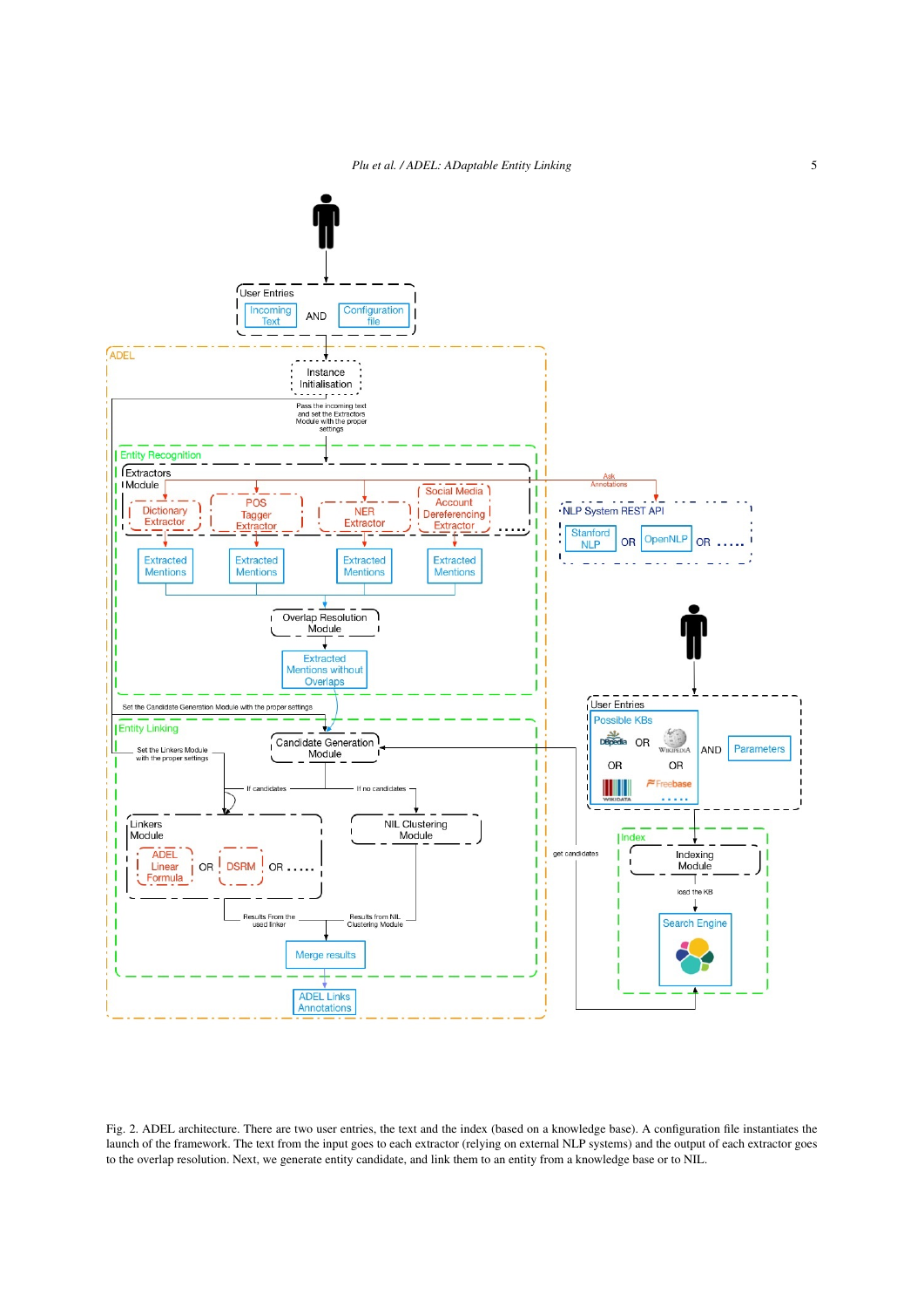User Entries

Incoming Text

AND

Configuration file

ADEL

Instance Initialisation

Pass the incoming text and set the Extractors Module with the proper settings

Entity Recognition

Extractors Module

Dictionary Extractor

POS Tagger Extractor

NER Extractor

Social Media Account Dereferencing Extractor

.....

Ask Annotations

NLP System REST API

Stanford NLP

OR

OpenNLP

OR .....

Extracted Mentions

Extracted Mentions

Extracted Mentions

Extracted Mentions

Overlap Resolution Module

Extracted Mentions without Overlaps

Set the Candidate Generation Module with the proper settings

Entity Linking

Candidate Generation Module

Set the Linkers Module with the proper settings

If candidates

If no candidates

Linkers Module

ADEL Linear Formula

OR

DSRM

OR .....

NIL Clustering Module

Results From the used linker

Results from NIL Clustering Module

Merge results

ADEL Links Annotations

get candidates

User Entries

Possible KBs

OR

OR

OR

AND

Parameters

Freebase

WIKIDATA

.....

Index

Indexing Module

load the KB

Search Engine

Fig. 2. ADEL architecture. There are two user entries, the text and the index (based on a knowledge base). A configuration file instantiates the launch of the framework. The text from the input goes to each extractor (relying on external NLP systems) and the output of each extractor goes to the overlap resolution. Next, we generate entity candidate, and link them to an entity from a knowledge base or to NIL.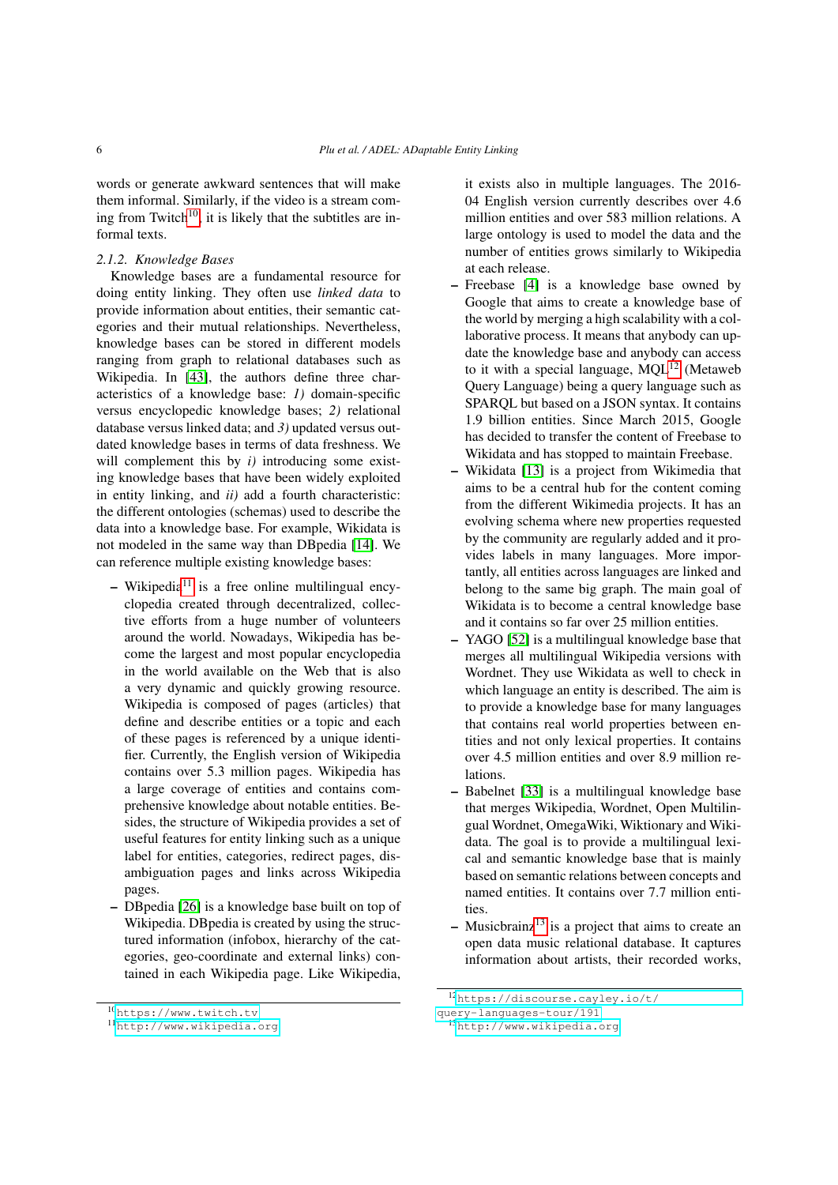words or generate awkward sentences that will make them informal. Similarly, if the video is a stream coming from Twitch[10], it is likely that the subtitles are informal texts.

#### 2.1.2. Knowledge Bases

Knowledge bases are a fundamental resource for doing entity linking. They often use *linked data* to provide information about entities, their semantic categories and their mutual relationships. Nevertheless, knowledge bases can be stored in different models ranging from graph to relational databases such as Wikipedia. In [43], the authors define three characteristics of a knowledge base: *1)* domain-specific versus encyclopedic knowledge bases; *2)* relational database versus linked data; and *3)* updated versus outdated knowledge bases in terms of data freshness. We will complement this by *i)* introducing some existing knowledge bases that have been widely exploited in entity linking, and *ii)* add a fourth characteristic: the different ontologies (schemas) used to describe the data into a knowledge base. For example, Wikidata is not modeled in the same way than DBpedia [14]. We can reference multiple existing knowledge bases:

- Wikipedia[11] is a free online multilingual encyclopedia created through decentralized, collective efforts from a huge number of volunteers around the world. Nowadays, Wikipedia has become the largest and most popular encyclopedia in the world available on the Web that is also a very dynamic and quickly growing resource. Wikipedia is composed of pages (articles) that define and describe entities or a topic and each of these pages is referenced by a unique identifier. Currently, the English version of Wikipedia contains over 5.3 million pages. Wikipedia has a large coverage of entities and contains comprehensive knowledge about notable entities. Besides, the structure of Wikipedia provides a set of useful features for entity linking such as a unique label for entities, categories, redirect pages, disambiguation pages and links across Wikipedia pages.
- DBpedia [26] is a knowledge base built on top of Wikipedia. DBpedia is created by using the structured information (infobox, hierarchy of the categories, geo-coordinate and external links) contained in each Wikipedia page. Like Wikipedia, it exists also in multiple languages. The 2016-04 English version currently describes over 4.6 million entities and over 583 million relations. A large ontology is used to model the data and the number of entities grows similarly to Wikipedia at each release.
- Freebase [4] is a knowledge base owned by Google that aims to create a knowledge base of the world by merging a high scalability with a collaborative process. It means that anybody can update the knowledge base and anybody can access to it with a special language, MQL[12] (Metaweb Query Language) being a query language such as SPARQL but based on a JSON syntax. It contains 1.9 billion entities. Since March 2015, Google has decided to transfer the content of Freebase to Wikidata and has stopped to maintain Freebase.
- Wikidata [13] is a project from Wikimedia that aims to be a central hub for the content coming from the different Wikimedia projects. It has an evolving schema where new properties requested by the community are regularly added and it provides labels in many languages. More importantly, all entities across languages are linked and belong to the same big graph. The main goal of Wikidata is to become a central knowledge base and it contains so far over 25 million entities.
- YAGO [52] is a multilingual knowledge base that merges all multilingual Wikipedia versions with Wordnet. They use Wikidata as well to check in which language an entity is described. The aim is to provide a knowledge base for many languages that contains real world properties between entities and not only lexical properties. It contains over 4.5 million entities and over 8.9 million relations.
- Babelnet [33] is a multilingual knowledge base that merges Wikipedia, Wordnet, Open Multilingual Wordnet, OmegaWiki, Wiktionary and Wikidata. The goal is to provide a multilingual lexical and semantic knowledge base that is mainly based on semantic relations between concepts and named entities. It contains over 7.7 million entities.
- Musicbrainz[13] is a project that aims to create an open data music relational database. It captures information about artists, their recorded works,

---

[10] https://www.twitch.tv

[11] http://www.wikipedia.org

[12] https://discourse.cayley.io/t/query-languages-tour/191

[13] http://www.wikipedia.org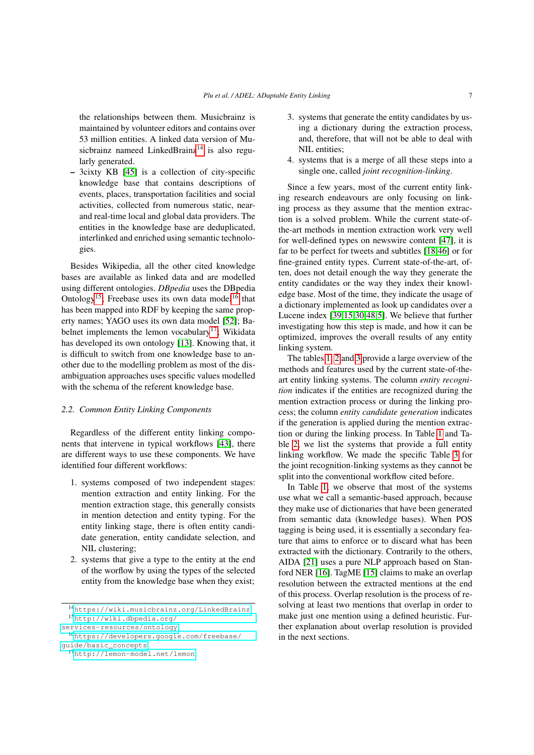the relationships between them. Musicbrainz is maintained by volunteer editors and contains over 53 million entities. A linked data version of Musicbrainz nameed LinkedBrainz[14] is also regularly generated.

– 3cixty KB [45] is a collection of city-specific knowledge base that contains descriptions of events, places, transportation facilities and social activities, collected from numerous static, near- and real-time local and global data providers. The entities in the knowledge base are deduplicated, interlinked and enriched using semantic technologies.

Besides Wikipedia, all the other cited knowledge bases are available as linked data and are modelled using different ontologies. *DBpedia* uses the DBpedia Ontology[15]. Freebase uses its own data model[16] that has been mapped into RDF by keeping the same property names; YAGO uses its own data model [52]; Babelnet implements the lemon vocabulary[17]; Wikidata has developed its own ontology [13]. Knowing that, it is difficult to switch from one knowledge base to another due to the modelling problem as most of the disambiguation approaches uses specific values modelled with the schema of the referent knowledge base.

### 2.2. Common Entity Linking Components

Regardless of the different entity linking components that intervene in typical workflows [43], there are different ways to use these components. We have identified four different workflows:

1. systems composed of two independent stages: mention extraction and entity linking. For the mention extraction stage, this generally consists in mention detection and entity typing. For the entity linking stage, there is often entity candidate generation, entity candidate selection, and NIL clustering;
2. systems that give a type to the entity at the end of the worflow by using the types of the selected entity from the knowledge base when they exist;
3. systems that generate the entity candidates by using a dictionary during the extraction process, and, therefore, that will not be able to deal with NIL entities;
4. systems that is a merge of all these steps into a single one, called *joint recognition-linking*.

Since a few years, most of the current entity linking research endeavours are only focusing on linking process as they assume that the mention extraction is a solved problem. While the current state-of-the-art methods in mention extraction work very well for well-defined types on newswire content [47], it is far to be perfect for tweets and subtitles [18,46] or for fine-grained entity types. Current state-of-the-art, often, does not detail enough the way they generate the entity candidates or the way they index their knowledge base. Most of the time, they indicate the usage of a dictionary implemented as look up candidates over a Lucene index [39,15,30,48,5]. We believe that further investigating how this step is made, and how it can be optimized, improves the overall results of any entity linking system.

The tables 1, 2 and 3 provide a large overview of the methods and features used by the current state-of-the-art entity linking systems. The column *entity recognition* indicates if the entities are recognized during the mention extraction process or during the linking process; the column *entity candidate generation* indicates if the generation is applied during the mention extraction or during the linking process. In Table 1 and Table 2, we list the systems that provide a full entity linking workflow. We made the specific Table 3 for the joint recognition-linking systems as they cannot be split into the conventional workflow cited before.

In Table 1, we observe that most of the systems use what we call a semantic-based approach, because they make use of dictionaries that have been generated from semantic data (knowledge bases). When POS tagging is being used, it is essentially a secondary feature that aims to enforce or to discard what has been extracted with the dictionary. Contrarily to the others, AIDA [21] uses a pure NLP approach based on Stanford NER [16]. TagME [15] claims to make an overlap resolution between the extracted mentions at the end of this process. Overlap resolution is the process of resolving at least two mentions that overlap in order to make just one mention using a defined heuristic. Further explanation about overlap resolution is provided in the next sections.

[14] https://wiki.musicbrainz.org/LinkedBrainz

[15] http://wiki.dbpedia.org/services-resources/ontology

[16] https://developers.google.com/freebase/guide/basic_concepts

[17] http://lemon-model.net/lemon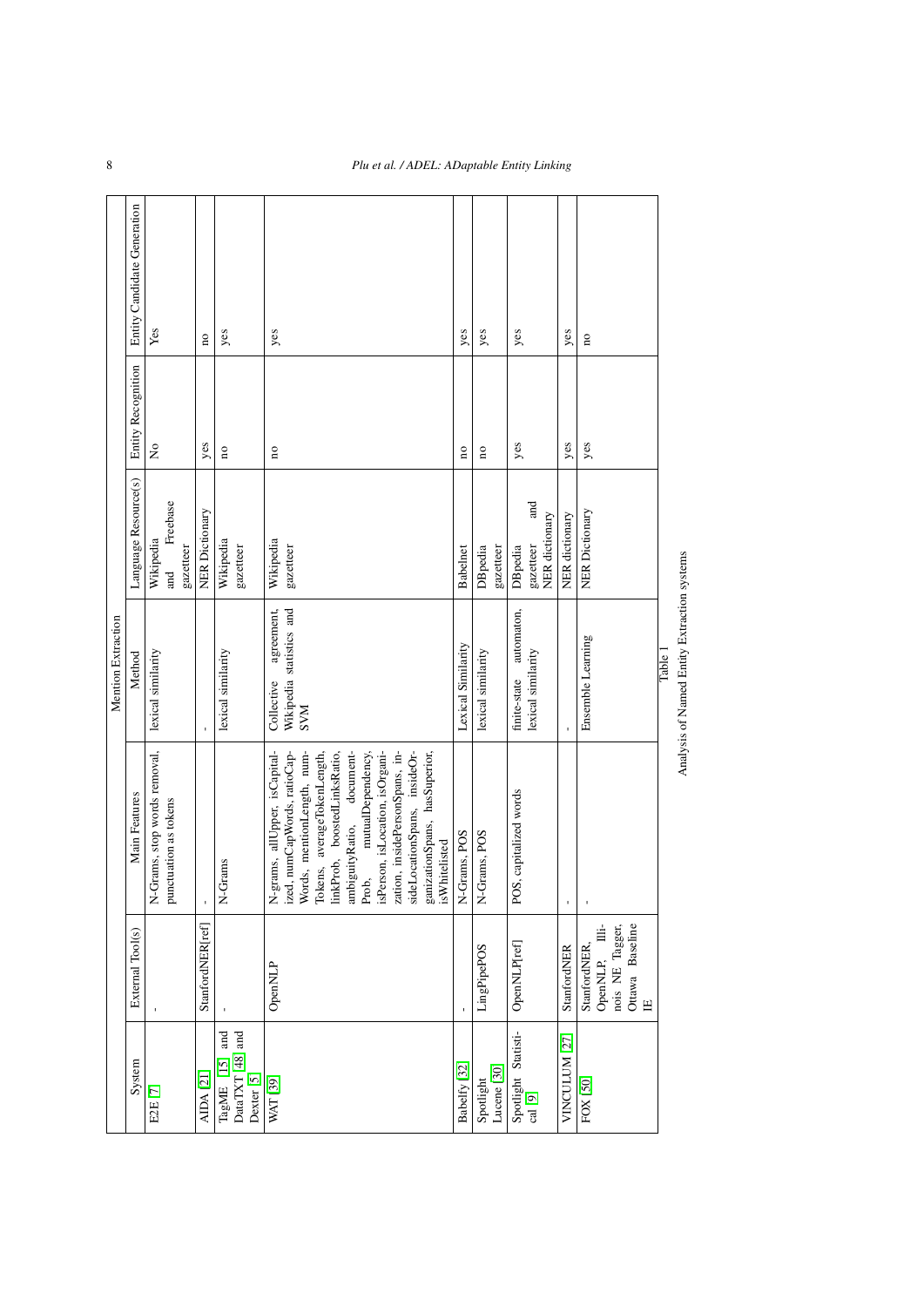| System | Mention Extraction | | | | | | |
|---|---|---|---|---|---|---|---|
| | External Tool(s) | Main Features | Method | Language Resource(s) | Entity Recognition | Entity Candidate Generation |
| E2E [7] | - | N-Grams, stop words removal, punctuation as tokens | lexical similarity | Wikipedia and Freebase gazetteer | No | Yes |
| AIDA [21] | StanfordNER[ref] | - | - | NER Dictionary | yes | no |
| TagME [15] and DataTXT [48] and Dexter [5] | - | N-Grams | lexical similarity | Wikipedia gazetteer | no | yes |
| WAT [39] | OpenNLP | N-grams, allUpper, isCapitalized, numCapWords, ratioCapWords, mentionLength, numTokens, averageTokenLength, linkProb, boostedLinksRatio, ambiguityRatio, documentProb, mutualDependency, isPerson, isLocation, isOrganization, insidePersonSpans, insideLocationSpans, insideOrganizationSpans, hasSuperior, isWhitelisted | Collective agreement, Wikipedia statistics and SVM | Wikipedia gazetteer | no | yes |
| Babelfy [32] | - | N-Grams, POS | Lexical Similarity | Babelnet | no | yes |
| Spotlight Lucene [30] | LingPipePOS | N-Grams, POS | lexical similarity | DBpedia gazetteer | no | yes |
| Spotlight Statistical [9] | OpenNLP[ref] | POS, capitalized words | finite-state automaton, lexical similarity | DBpedia gazetteer and NER dictionary | yes | yes |
| VINCULUM [27] | StanfordNER | - | - | NER dictionary | yes | yes |
| FOX [50] | StanfordNER, OpenNLP, Illinois NE Tagger, Ottawa Baseline IE | - | Ensemble Learning | NER Dictionary | yes | no |

Table 1
Analysis of Named Entity Extraction systems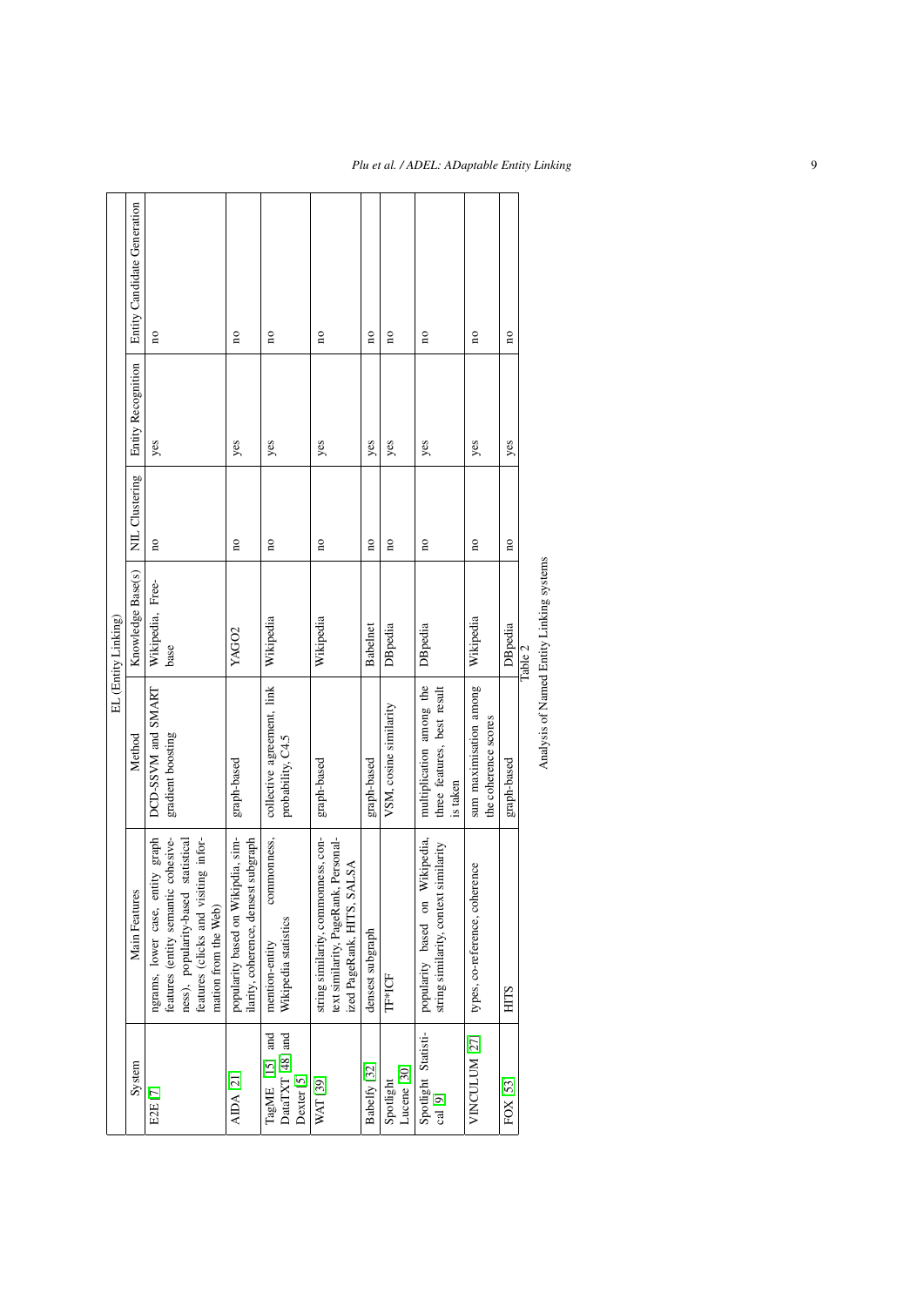| | | | EL (Entity Linking) | | | |
|---|---|---|---|---|---|---|
| System | Main Features | Method | Knowledge Base(s) | NIL Clustering | Entity Recognition | Entity Candidate Generation |
| E2E [7] | ngrams, lower case, entity graph features (entity semantic cohesiveness), popularity-based statistical features (clicks and visiting information from the Web) | DCD-SSVM and SMART gradient boosting | Wikipedia, Freebase | no | yes | no |
| AIDA [21] | popularity based on Wikipdia, similarity, coherence, densest subgraph | graph-based | YAGO2 | no | yes | no |
| TagME [15] and DataTXT [48] and Dexter [5] | mention-entity commonness, Wikipedia statistics | collective agreement, link probability, C4.5 | Wikipedia | no | yes | no |
| WAT [39] | string similarity, commonness, context similarity, PageRank, Personalized PageRank, HITS, SALSA | graph-based | Wikipedia | no | yes | no |
| Babelfy [32] | densest subgraph | graph-based | Babelnet | no | yes | no |
| Spotlight Lucene [30] | TF*ICF | VSM, cosine similarity | DBpedia | no | yes | no |
| Spotlight Statistical [9] | popularity based on Wikipedia, string similarity, context similarity | multiplication among the three features, best result is taken | DBpedia | no | yes | no |
| VINCULUM [27] | types, co-reference, coherence | sum maximisation among the coherence scores | Wikipedia | no | yes | no |
| FOX [53] | HITS | graph-based | DBpedia | no | yes | no |

Table 2

Analysis of Named Entity Linking systems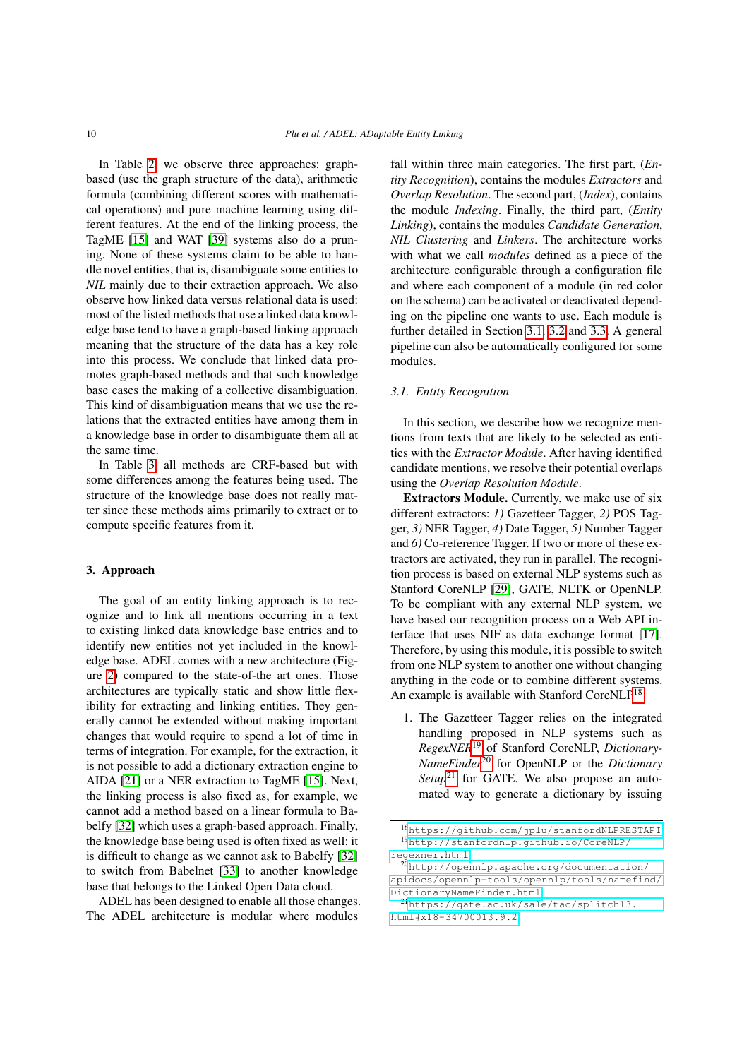In Table [2] we observe three approaches: graph-based (use the graph structure of the data), arithmetic formula (combining different scores with mathematical operations) and pure machine learning using different features. At the end of the linking process, the TagME [15] and WAT [39] systems also do a pruning. None of these systems claim to be able to handle novel entities, that is, disambiguate some entities to *NIL* mainly due to their extraction approach. We also observe how linked data versus relational data is used: most of the listed methods that use a linked data knowledge base tend to have a graph-based linking approach meaning that the structure of the data has a key role into this process. We conclude that linked data promotes graph-based methods and that such knowledge base eases the making of a collective disambiguation. This kind of disambiguation means that we use the relations that the extracted entities have among them in a knowledge base in order to disambiguate them all at the same time.

In Table [3] all methods are CRF-based but with some differences among the features being used. The structure of the knowledge base does not really matter since these methods aims primarily to extract or to compute specific features from it.

## 3. Approach

The goal of an entity linking approach is to recognize and to link all mentions occurring in a text to existing linked data knowledge base entries and to identify new entities not yet included in the knowledge base. ADEL comes with a new architecture (Figure [2]) compared to the state-of-the art ones. Those architectures are typically static and show little flexibility for extracting and linking entities. They generally cannot be extended without making important changes that would require to spend a lot of time in terms of integration. For example, for the extraction, it is not possible to add a dictionary extraction engine to AIDA [21] or a NER extraction to TagME [15]. Next, the linking process is also fixed as, for example, we cannot add a method based on a linear formula to Babelfy [32] which uses a graph-based approach. Finally, the knowledge base being used is often fixed as well: it is difficult to change as we cannot ask to Babelfy [32] to switch from Babelnet [33] to another knowledge base that belongs to the Linked Open Data cloud.

ADEL has been designed to enable all those changes. The ADEL architecture is modular where modules fall within three main categories. The first part, (*Entity Recognition*), contains the modules *Extractors* and *Overlap Resolution*. The second part, (*Index*), contains the module *Indexing*. Finally, the third part, (*Entity Linking*), contains the modules *Candidate Generation*, *NIL Clustering* and *Linkers*. The architecture works with what we call *modules* defined as a piece of the architecture configurable through a configuration file and where each component of a module (in red color on the schema) can be activated or deactivated depending on the pipeline one wants to use. Each module is further detailed in Section [3.1], [3.2] and [3.3]. A general pipeline can also be automatically configured for some modules.

### 3.1. Entity Recognition

In this section, we describe how we recognize mentions from texts that are likely to be selected as entities with the *Extractor Module*. After having identified candidate mentions, we resolve their potential overlaps using the *Overlap Resolution Module*.

**Extractors Module.** Currently, we make use of six different extractors: *1)* Gazetteer Tagger, *2)* POS Tagger, *3)* NER Tagger, *4)* Date Tagger, *5)* Number Tagger and *6)* Co-reference Tagger. If two or more of these extractors are activated, they run in parallel. The recognition process is based on external NLP systems such as Stanford CoreNLP [29], GATE, NLTK or OpenNLP. To be compliant with any external NLP system, we have based our recognition process on a Web API interface that uses NIF as data exchange format [17]. Therefore, by using this module, it is possible to switch from one NLP system to another one without changing anything in the code or to combine different systems. An example is available with Stanford CoreNLP[18].

1. The Gazetteer Tagger relies on the integrated handling proposed in NLP systems such as *RegexNER*[19] of Stanford CoreNLP, *DictionaryNameFinder*[20] for OpenNLP or the *Dictionary Setup*[21] for GATE. We also propose an automated way to generate a dictionary by issuing

---

[18] https://github.com/jplu/stanfordNLPRESTAPI

[19] http://stanfordnlp.github.io/CoreNLP/regexner.html

[20] http://opennlp.apache.org/documentation/apidocs/opennlp-tools/opennlp/tools/namefind/DictionaryNameFinder.html

[21] https://gate.ac.uk/sale/tao/splitch13.html#x18-34700013.9.2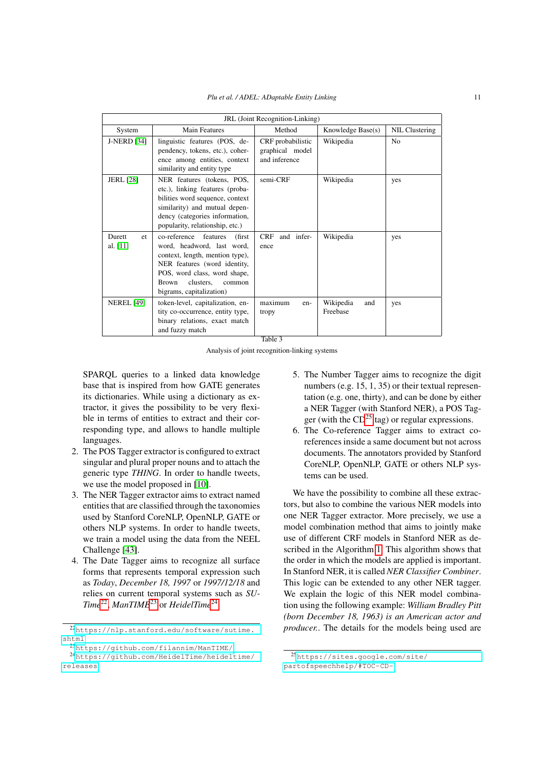| JRL (Joint Recognition-Linking) | | | | |
|---|---|---|---|---|
| System | Main Features | Method | Knowledge Base(s) | NIL Clustering |
| J-NERD [34] | linguistic features (POS, dependency, tokens, etc.), coherence among entities, context similarity and entity type | CRF probabilistic graphical model and inference | Wikipedia | No |
| JERL [28] | NER features (tokens, POS, etc.), linking features (probabilities word sequence, context similarity) and mutual dependency (categories information, popularity, relationship, etc.) | semi-CRF | Wikipedia | yes |
| Durett et al. [11] | co-reference features (first word, headword, last word, context, length, mention type), NER features (word identity, POS, word class, word shape, Brown clusters, common bigrams, capitalization) | CRF and inference | Wikipedia | yes |
| NEREL [49] | token-level, capitalization, entity co-occurrence, entity type, binary relations, exact match and fuzzy match | maximum entropy | Wikipedia and Freebase | yes |

Table 3

Analysis of joint recognition-linking systems

SPARQL queries to a linked data knowledge base that is inspired from how GATE generates its dictionaries. While using a dictionary as extractor, it gives the possibility to be very flexible in terms of entities to extract and their corresponding type, and allows to handle multiple languages.

2. The POS Tagger extractor is configured to extract singular and plural proper nouns and to attach the generic type *THING*. In order to handle tweets, we use the model proposed in [10].
3. The NER Tagger extractor aims to extract named entities that are classified through the taxonomies used by Stanford CoreNLP, OpenNLP, GATE or others NLP systems. In order to handle tweets, we train a model using the data from the NEEL Challenge [43].
4. The Date Tagger aims to recognize all surface forms that represents temporal expression such as *Today*, *December 18, 1997* or *1997/12/18* and relies on current temporal systems such as *SUTime*[22], *ManTIME*[23] or *HeidelTime*[24].
5. The Number Tagger aims to recognize the digit numbers (e.g. 15, 1, 35) or their textual representation (e.g. one, thirty), and can be done by either a NER Tagger (with Stanford NER), a POS Tagger (with the CD[25] tag) or regular expressions.
6. The Co-reference Tagger aims to extract co-references inside a same document but not across documents. The annotators provided by Stanford CoreNLP, OpenNLP, GATE or others NLP systems can be used.

We have the possibility to combine all these extractors, but also to combine the various NER models into one NER Tagger extractor. More precisely, we use a model combination method that aims to jointly make use of different CRF models in Stanford NER as described in the Algorithm 1. This algorithm shows that the order in which the models are applied is important. In Stanford NER, it is called *NER Classifier Combiner*. This logic can be extended to any other NER tagger. We explain the logic of this NER model combination using the following example: *William Bradley Pitt (born December 18, 1963) is an American actor and producer.*. The details for the models being used are

[22] https://nlp.stanford.edu/software/sutime.shtml

[23] https://github.com/filannim/ManTIME/

[24] https://github.com/HeidelTime/heideltime/releases

[25] https://sites.google.com/site/partofspeechhelp/#TOC-CD-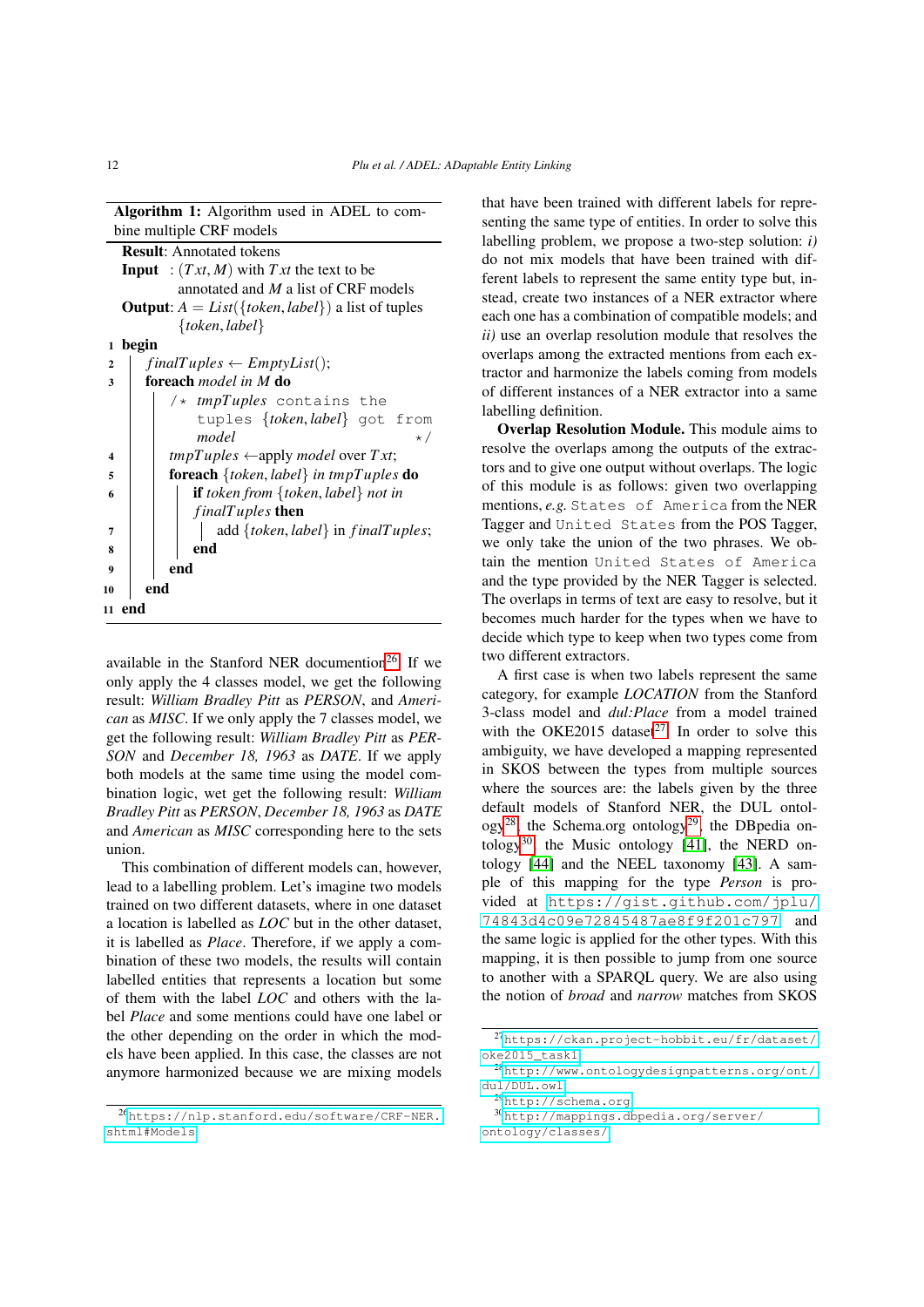**Algorithm 1:** Algorithm used in ADEL to combine multiple CRF models

```
Result: Annotated tokens
Input : (Txt, M) with Txt the text to be
        annotated and M a list of CRF models
Output: A = List({token, label}) a list of tuples
        {token, label}
1  begin
2      finalTuples ← EmptyList();
3      foreach model in M do
           /* tmpTuples contains the
              tuples {token, label} got from
              model                        */
4          tmpTuples ←apply model over Txt;
5          foreach {token, label} in tmpTuples do
6              if token from {token, label} not in
               finalTuples then
7                  add {token, label} in finalTuples;
8              end
9          end
10     end
11 end
```

available in the Stanford NER documentation[26]. If we only apply the 4 classes model, we get the following result: *William Bradley Pitt* as *PERSON*, and *American* as *MISC*. If we only apply the 7 classes model, we get the following result: *William Bradley Pitt* as *PERSON* and *December 18, 1963* as *DATE*. If we apply both models at the same time using the model combination logic, wet get the following result: *William Bradley Pitt* as *PERSON*, *December 18, 1963* as *DATE* and *American* as *MISC* corresponding here to the sets union.

This combination of different models can, however, lead to a labelling problem. Let's imagine two models trained on two different datasets, where in one dataset a location is labelled as *LOC* but in the other dataset, it is labelled as *Place*. Therefore, if we apply a combination of these two models, the results will contain labelled entities that represents a location but some of them with the label *LOC* and others with the label *Place* and some mentions could have one label or the other depending on the order in which the models have been applied. In this case, the classes are not anymore harmonized because we are mixing models that have been trained with different labels for representing the same type of entities. In order to solve this labelling problem, we propose a two-step solution: *i)* do not mix models that have been trained with different labels to represent the same entity type but, instead, create two instances of a NER extractor where each one has a combination of compatible models; and *ii)* use an overlap resolution module that resolves the overlaps among the extracted mentions from each extractor and harmonize the labels coming from models of different instances of a NER extractor into a same labelling definition.

**Overlap Resolution Module.** This module aims to resolve the overlaps among the outputs of the extractors and to give one output without overlaps. The logic of this module is as follows: given two overlapping mentions, *e.g.* `States of America` from the NER Tagger and `United States` from the POS Tagger, we only take the union of the two phrases. We obtain the mention `United States of America` and the type provided by the NER Tagger is selected. The overlaps in terms of text are easy to resolve, but it becomes much harder for the types when we have to decide which type to keep when two types come from two different extractors.

A first case is when two labels represent the same category, for example *LOCATION* from the Stanford 3-class model and *dul:Place* from a model trained with the OKE2015 dataset[27]. In order to solve this ambiguity, we have developed a mapping represented in SKOS between the types from multiple sources where the sources are: the labels given by the three default models of Stanford NER, the DUL ontology[28], the Schema.org ontology[29], the DBpedia ontology[30], the Music ontology [41], the NERD ontology [44] and the NEEL taxonomy [43]. A sample of this mapping for the type *Person* is provided at https://gist.github.com/jplu/74843d4c09e72845487ae8f9f201c797 and the same logic is applied for the other types. With this mapping, it is then possible to jump from one source to another with a SPARQL query. We are also using the notion of *broad* and *narrow* matches from SKOS

[26] https://nlp.stanford.edu/software/CRF-NER.shtml#Models

[27] https://ckan.project-hobbit.eu/fr/dataset/oke2015_task1

[28] http://www.ontologydesignpatterns.org/ont/dul/DUL.owl

[29] http://schema.org

[30] http://mappings.dbpedia.org/server/ontology/classes/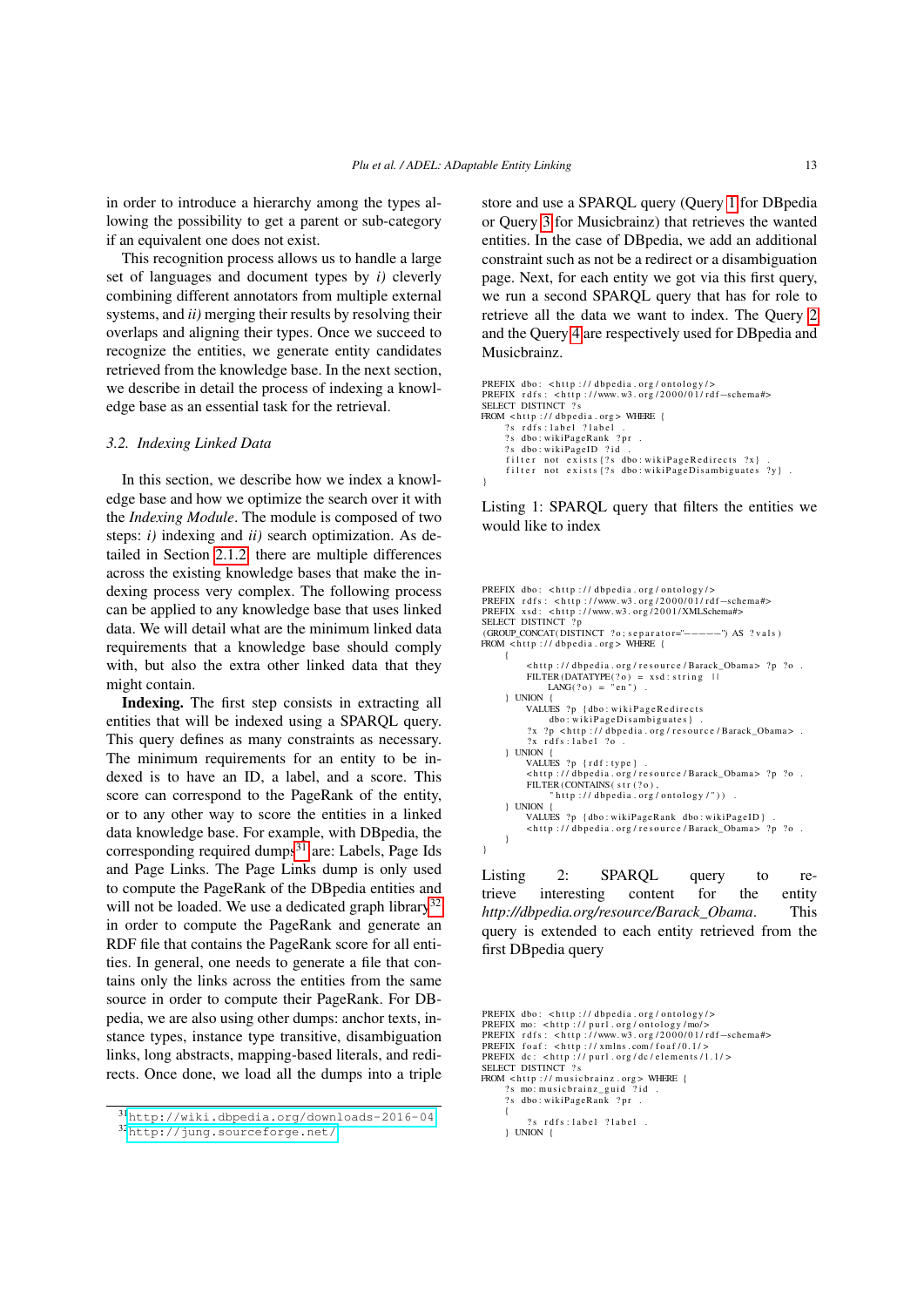in order to introduce a hierarchy among the types allowing the possibility to get a parent or sub-category if an equivalent one does not exist.

This recognition process allows us to handle a large set of languages and document types by *i)* cleverly combining different annotators from multiple external systems, and *ii)* merging their results by resolving their overlaps and aligning their types. Once we succeed to recognize the entities, we generate entity candidates retrieved from the knowledge base. In the next section, we describe in detail the process of indexing a knowledge base as an essential task for the retrieval.

### *3.2. Indexing Linked Data*

In this section, we describe how we index a knowledge base and how we optimize the search over it with the *Indexing Module*. The module is composed of two steps: *i)* indexing and *ii)* search optimization. As detailed in Section 2.1.2, there are multiple differences across the existing knowledge bases that make the indexing process very complex. The following process can be applied to any knowledge base that uses linked data. We will detail what are the minimum linked data requirements that a knowledge base should comply with, but also the extra other linked data that they might contain.

**Indexing.** The first step consists in extracting all entities that will be indexed using a SPARQL query. This query defines as many constraints as necessary. The minimum requirements for an entity to be indexed is to have an ID, a label, and a score. This score can correspond to the PageRank of the entity, or to any other way to score the entities in a linked data knowledge base. For example, with DBpedia, the corresponding required dumps[31] are: Labels, Page Ids and Page Links. The Page Links dump is only used to compute the PageRank of the DBpedia entities and will not be loaded. We use a dedicated graph library[32] in order to compute the PageRank and generate an RDF file that contains the PageRank score for all entities. In general, one needs to generate a file that contains only the links across the entities from the same source in order to compute their PageRank. For DBpedia, we are also using other dumps: anchor texts, instance types, instance type transitive, disambiguation links, long abstracts, mapping-based literals, and redirects. Once done, we load all the dumps into a triple store and use a SPARQL query (Query 1 for DBpedia or Query 3 for Musicbrainz) that retrieves the wanted entities. In the case of DBpedia, we add an additional constraint such as not be a redirect or a disambiguation page. Next, for each entity we got via this first query, we run a second SPARQL query that has for role to retrieve all the data we want to index. The Query 2 and the Query 4 are respectively used for DBpedia and Musicbrainz.

```
PREFIX dbo: <http://dbpedia.org/ontology/>
PREFIX rdfs: <http://www.w3.org/2000/01/rdf-schema#>
SELECT DISTINCT ?s
FROM <http://dbpedia.org> WHERE {
    ?s rdfs:label ?label .
    ?s dbo:wikiPageRank ?pr .
    ?s dbo:wikiPageID ?id .
    filter not exists{?s dbo:wikiPageRedirects ?x} .
    filter not exists{?s dbo:wikiPageDisambiguates ?y} .
}
```

Listing 1: SPARQL query that filters the entities we would like to index

```
PREFIX dbo: <http://dbpedia.org/ontology/>
PREFIX rdfs: <http://www.w3.org/2000/01/rdf-schema#>
PREFIX xsd: <http://www.w3.org/2001/XMLSchema#>
SELECT DISTINCT ?p
(GROUP_CONCAT(DISTINCT ?o;separator="-----") AS ?vals)
FROM <http://dbpedia.org> WHERE {
    {
        <http://dbpedia.org/resource/Barack_Obama> ?p ?o .
        FILTER(DATATYPE(?o) = xsd:string ||
            LANG(?o) = "en") .
    } UNION {
        VALUES ?p {dbo:wikiPageRedirects
            dbo:wikiPageDisambiguates} .
        ?x ?p <http://dbpedia.org/resource/Barack_Obama> .
        ?x rdfs:label ?o .
    } UNION {
        VALUES ?p {rdf:type} .
        <http://dbpedia.org/resource/Barack_Obama> ?p ?o .
        FILTER(CONTAINS(str(?o),
            "http://dbpedia.org/ontology/")) .
    } UNION {
        VALUES ?p {dbo:wikiPageRank dbo:wikiPageID} .
        <http://dbpedia.org/resource/Barack_Obama> ?p ?o .
    }
}
```

Listing 2: SPARQL query to retrieve interesting content for the entity *http://dbpedia.org/resource/Barack_Obama*. This query is extended to each entity retrieved from the first DBpedia query

```
PREFIX dbo: <http://dbpedia.org/ontology/>
PREFIX mo: <http://purl.org/ontology/mo/>
PREFIX rdfs: <http://www.w3.org/2000/01/rdf-schema#>
PREFIX foaf: <http://xmlns.com/foaf/0.1/>
PREFIX dc: <http://purl.org/dc/elements/1.1/>
SELECT DISTINCT ?s
FROM <http://musicbrainz.org> WHERE {
    ?s mo:musicbrainz_guid ?id .
    ?s dbo:wikiPageRank ?pr .
    {
        ?s rdfs:label ?label .
    } UNION {
```

[31] http://wiki.dbpedia.org/downloads-2016-04

[32] http://jung.sourceforge.net/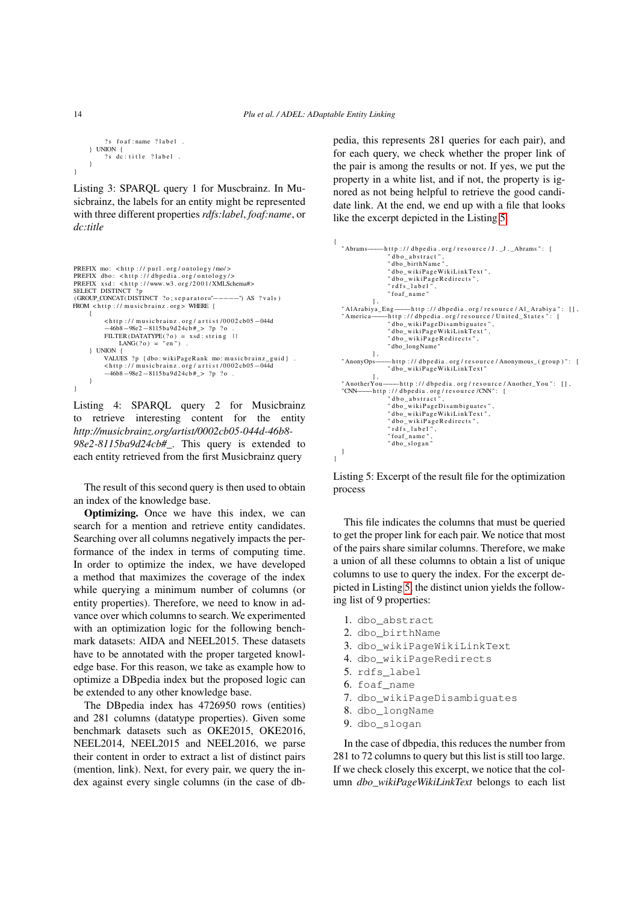```
        ?s foaf:name ?label .
    } UNION {
        ?s dc:title ?label .
    }
}
```

Listing 3: SPARQL query 1 for Muscbrainz. In Musicbrainz, the labels for an entity might be represented with three different properties *rdfs:label*, *foaf:name*, or *dc:title*

```
PREFIX mo: <http://purl.org/ontology/mo/>
PREFIX dbo: <http://dbpedia.org/ontology/>
PREFIX xsd: <http://www.w3.org/2001/XMLSchema#>
SELECT DISTINCT ?p
(GROUP_CONCAT(DISTINCT ?o; separator="-----") AS ?vals)
FROM <http://musicbrainz.org> WHERE {
    {
        <http://musicbrainz.org/artist/0002cb05-044d
        -46b8-98e2-8115ba9d24cb#_> ?p ?o .
        FILTER(DATATYPE(?o) = xsd:string ||
            LANG(?o) = "en") .
    } UNION {
        VALUES ?p {dbo:wikiPageRank mo:musicbrainz_guid} .
        <http://musicbrainz.org/artist/0002cb05-044d
        -46b8-98e2-8115ba9d24cb#_> ?p ?o .
    }
}
```

Listing 4: SPARQL query 2 for Musicbrainz to retrieve interesting content for the entity *http://musicbrainz.org/artist/0002cb05-044d-46b8-98e2-8115ba9d24cb#_*. This query is extended to each entity retrieved from the first Musicbrainz query

The result of this second query is then used to obtain an index of the knowledge base.

**Optimizing.** Once we have this index, we can search for a mention and retrieve entity candidates. Searching over all columns negatively impacts the performance of the index in terms of computing time. In order to optimize the index, we have developed a method that maximizes the coverage of the index while querying a minimum number of columns (or entity properties). Therefore, we need to know in advance over which columns to search. We experimented with an optimization logic for the following benchmark datasets: AIDA and NEEL2015. These datasets have to be annotated with the proper targeted knowledge base. For this reason, we take as example how to optimize a DBpedia index but the proposed logic can be extended to any other knowledge base.

The DBpedia index has 4726950 rows (entities) and 281 columns (datatype properties). Given some benchmark datasets such as OKE2015, OKE2016, NEEL2014, NEEL2015 and NEEL2016, we parse their content in order to extract a list of distinct pairs (mention, link). Next, for every pair, we query the index against every single columns (in the case of dbpedia, this represents 281 queries for each pair), and for each query, we check whether the proper link of the pair is among the results or not. If yes, we put the property in a white list, and if not, the property is ignored as not being helpful to retrieve the good candidate link. At the end, we end up with a file that looks like the excerpt depicted in the Listing 5.

```
{
  "Abrams-----http://dbpedia.org/resource/J._J._Abrams": [
                "dbo_abstract",
                "dbo_birthName",
                "dbo_wikiPageWikiLinkText",
                "dbo_wikiPageRedirects",
                "rdfs_label",
                "foaf_name"
        ],
  "AlArabiya_Eng-----http://dbpedia.org/resource/Al_Arabiya": [],
  "America-----http://dbpedia.org/resource/United_States": [
                "dbo_wikiPageDisambiguates",
                "dbo_wikiPageWikiLinkText",
                "dbo_wikiPageRedirects",
                "dbo_longName"
        ],
  "AnonyOps-----http://dbpedia.org/resource/Anonymous_(group)": [
                "dbo_wikiPageWikiLinkText"
        ],
  "AnotherYou-----http://dbpedia.org/resource/Another_You": [],
  "CNN-----http://dbpedia.org/resource/CNN": [
                "dbo_abstract",
                "dbo_wikiPageDisambiguates",
                "dbo_wikiPageWikiLinkText",
                "dbo_wikiPageRedirects",
                "rdfs_label",
                "foaf_name",
                "dbo_slogan"
  ]
}
```

Listing 5: Excerpt of the result file for the optimization process

This file indicates the columns that must be queried to get the proper link for each pair. We notice that most of the pairs share similar columns. Therefore, we make a union of all these columns to obtain a list of unique columns to use to query the index. For the excerpt depicted in Listing 5, the distinct union yields the following list of 9 properties:

1. `dbo_abstract`
2. `dbo_birthName`
3. `dbo_wikiPageWikiLinkText`
4. `dbo_wikiPageRedirects`
5. `rdfs_label`
6. `foaf_name`
7. `dbo_wikiPageDisambiguates`
8. `dbo_longName`
9. `dbo_slogan`

In the case of dbpedia, this reduces the number from 281 to 72 columns to query but this list is still too large. If we check closely this excerpt, we notice that the column *dbo_wikiPageWikiLinkText* belongs to each list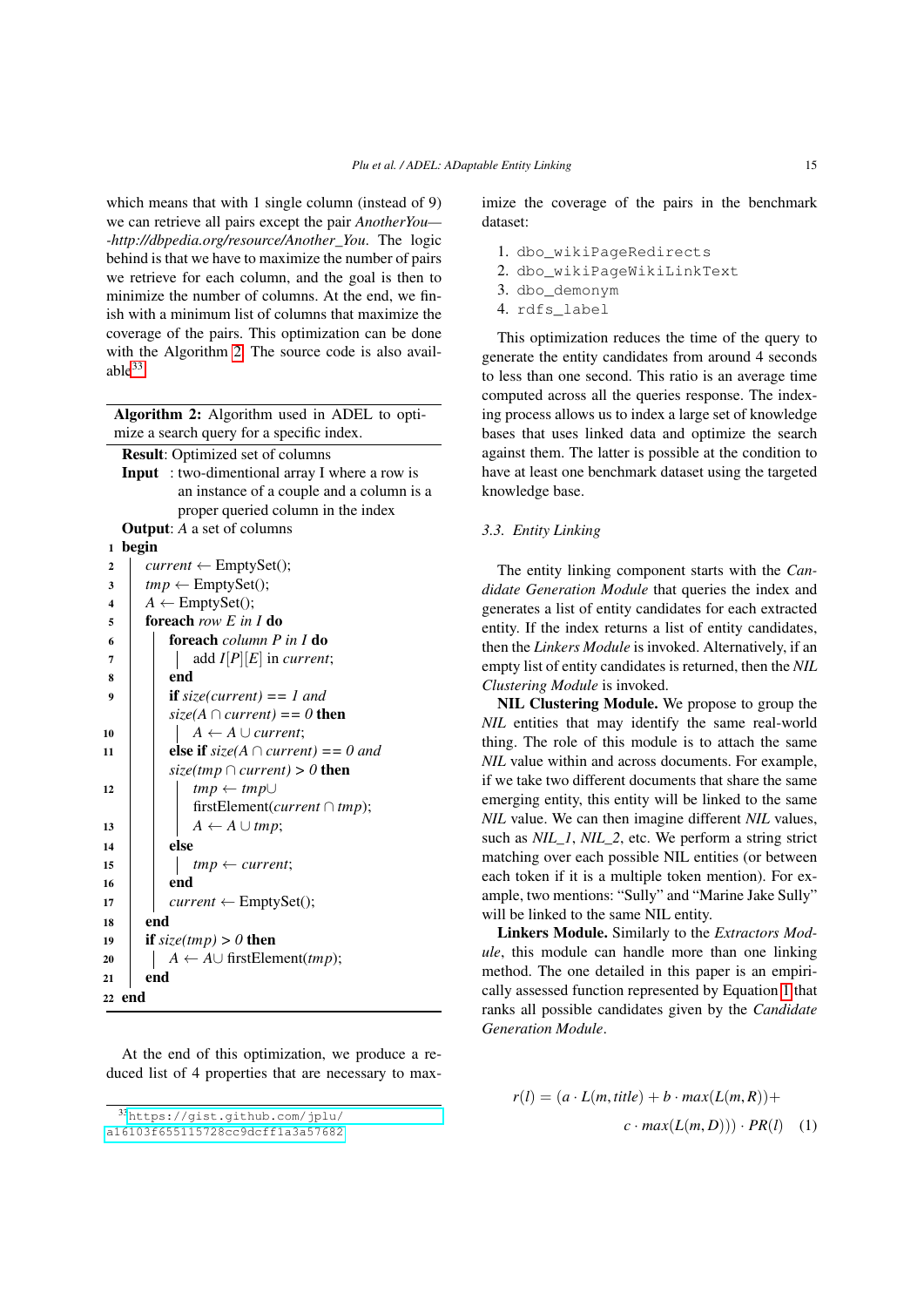which means that with 1 single column (instead of 9) we can retrieve all pairs except the pair *AnotherYou—-http://dbpedia.org/resource/Another_You*. The logic behind is that we have to maximize the number of pairs we retrieve for each column, and the goal is then to minimize the number of columns. At the end, we finish with a minimum list of columns that maximize the coverage of the pairs. This optimization can be done with the Algorithm 2. The source code is also available[33].

**Algorithm 2:** Algorithm used in ADEL to optimize a search query for a specific index.

```
   Result: Optimized set of columns
   Input : two-dimentional array I where a row is
           an instance of a couple and a column is a
           proper queried column in the index
   Output: A a set of columns
 1 begin
 2     current ← EmptySet();
 3     tmp ← EmptySet();
 4     A ← EmptySet();
 5     foreach row E in I do
 6         foreach column P in I do
 7             add I[P][E] in current;
 8         end
 9         if size(current) == 1 and
           size(A ∩ current) == 0 then
10             A ← A ∪ current;
11         else if size(A ∩ current) == 0 and
           size(tmp ∩ current) > 0 then
12             tmp ← tmp∪
               firstElement(current ∩ tmp);
13             A ← A ∪ tmp;
14         else
15             tmp ← current;
16         end
17         current ← EmptySet();
18     end
19     if size(tmp) > 0 then
20         A ← A∪ firstElement(tmp);
21     end
22 end
```

At the end of this optimization, we produce a reduced list of 4 properties that are necessary to maximize the coverage of the pairs in the benchmark dataset:

1. `dbo_wikiPageRedirects`
2. `dbo_wikiPageWikiLinkText`
3. `dbo_demonym`
4. `rdfs_label`

This optimization reduces the time of the query to generate the entity candidates from around 4 seconds to less than one second. This ratio is an average time computed across all the queries response. The indexing process allows us to index a large set of knowledge bases that uses linked data and optimize the search against them. The latter is possible at the condition to have at least one benchmark dataset using the targeted knowledge base.

### 3.3. Entity Linking

The entity linking component starts with the *Candidate Generation Module* that queries the index and generates a list of entity candidates for each extracted entity. If the index returns a list of entity candidates, then the *Linkers Module* is invoked. Alternatively, if an empty list of entity candidates is returned, then the *NIL Clustering Module* is invoked.

**NIL Clustering Module.** We propose to group the *NIL* entities that may identify the same real-world thing. The role of this module is to attach the same *NIL* value within and across documents. For example, if we take two different documents that share the same emerging entity, this entity will be linked to the same *NIL* value. We can then imagine different *NIL* values, such as *NIL_1*, *NIL_2*, etc. We perform a string strict matching over each possible NIL entities (or between each token if it is a multiple token mention). For example, two mentions: “Sully” and “Marine Jake Sully” will be linked to the same NIL entity.

**Linkers Module.** Similarly to the *Extractors Module*, this module can handle more than one linking method. The one detailed in this paper is an empirically assessed function represented by Equation 1 that ranks all possible candidates given by the *Candidate Generation Module*.

$$r(l) = (a \cdot L(m, title) + b \cdot max(L(m, R)) + c \cdot max(L(m, D))) \cdot PR(l) \quad (1)$$

[33] https://gist.github.com/jplu/a16103f655115728cc9dcff1a3a57682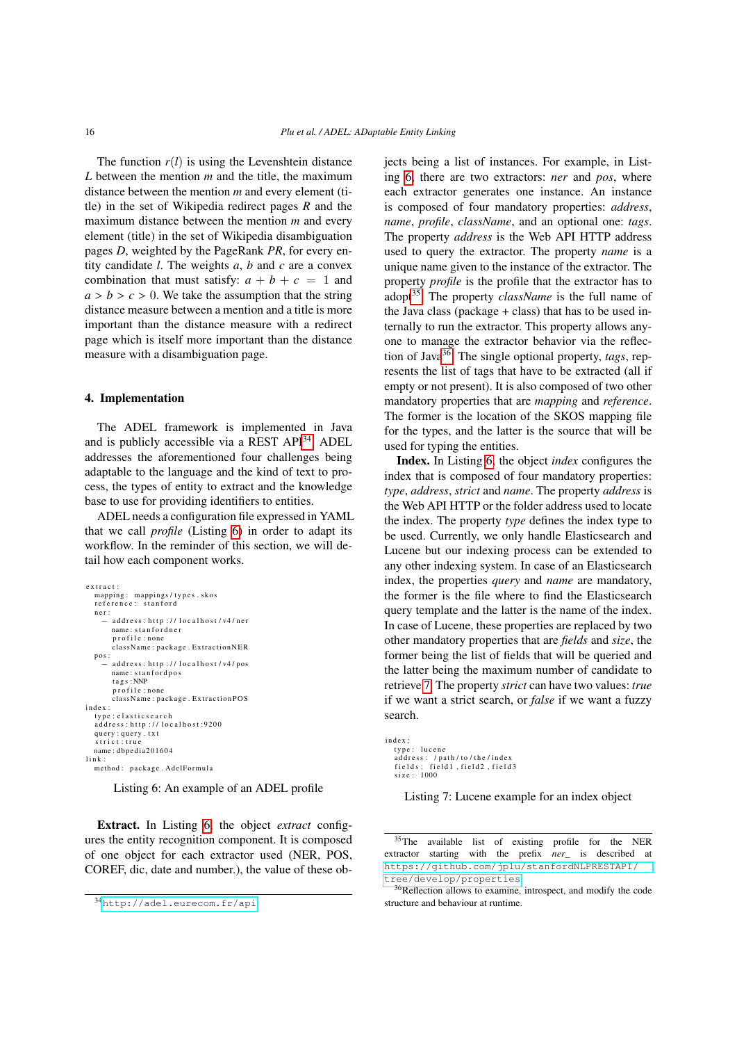The function $r(l)$ is using the Levenshtein distance $L$ between the mention $m$ and the title, the maximum distance between the mention $m$ and every element (title) in the set of Wikipedia redirect pages $R$ and the maximum distance between the mention $m$ and every element (title) in the set of Wikipedia disambiguation pages $D$, weighted by the PageRank $PR$, for every entity candidate $l$. The weights $a$, $b$ and $c$ are a convex combination that must satisfy: $a + b + c = 1$ and $a > b > c > 0$. We take the assumption that the string distance measure between a mention and a title is more important than the distance measure with a redirect page which is itself more important than the distance measure with a disambiguation page.

## 4. Implementation

The ADEL framework is implemented in Java and is publicly accessible via a REST API[34]. ADEL addresses the aforementioned four challenges being adaptable to the language and the kind of text to process, the types of entity to extract and the knowledge base to use for providing identifiers to entities.

ADEL needs a configuration file expressed in YAML that we call *profile* (Listing 6) in order to adapt its workflow. In the reminder of this section, we will detail how each component works.

```
extract:
  mapping: mappings/types.skos
  reference: stanford
  ner:
    - address:http://localhost/v4/ner
      name:stanfordner
      profile:none
      className:package.ExtractionNER
  pos:
    - address:http://localhost/v4/pos
      name:stanfordpos
      tags:NNP
      profile:none
      className:package.ExtractionPOS
index:
  type:elasticsearch
  address:http://localhost:9200
  query:query.txt
  strict:true
  name:dbpedia201604
link:
  method: package.AdelFormula
```

Listing 6: An example of an ADEL profile

**Extract.** In Listing 6, the object *extract* configures the entity recognition component. It is composed of one object for each extractor used (NER, POS, COREF, dic, date and number.), the value of these objects being a list of instances. For example, in Listing 6, there are two extractors: *ner* and *pos*, where each extractor generates one instance. An instance is composed of four mandatory properties: *address*, *name*, *profile*, *className*, and an optional one: *tags*. The property *address* is the Web API HTTP address used to query the extractor. The property *name* is a unique name given to the instance of the extractor. The property *profile* is the profile that the extractor has to adopt[35]. The property *className* is the full name of the Java class (package + class) that has to be used internally to run the extractor. This property allows anyone to manage the extractor behavior via the reflection of Java[36]. The single optional property, *tags*, represents the list of tags that have to be extracted (all if empty or not present). It is also composed of two other mandatory properties that are *mapping* and *reference*. The former is the location of the SKOS mapping file for the types, and the latter is the source that will be used for typing the entities.

**Index.** In Listing 6, the object *index* configures the index that is composed of four mandatory properties: *type*, *address*, *strict* and *name*. The property *address* is the Web API HTTP or the folder address used to locate the index. The property *type* defines the index type to be used. Currently, we only handle Elasticsearch and Lucene but our indexing process can be extended to any other indexing system. In case of an Elasticsearch index, the properties *query* and *name* are mandatory, the former is the file where to find the Elasticsearch query template and the latter is the name of the index. In case of Lucene, these properties are replaced by two other mandatory properties that are *fields* and *size*, the former being the list of fields that will be queried and the latter being the maximum number of candidate to retrieve 7. The property *strict* can have two values: *true* if we want a strict search, or *false* if we want a fuzzy search.

```
index:
  type: lucene
  address: /path/to/the/index
  fields: field1, field2, field3
  size: 1000
```

Listing 7: Lucene example for an index object

[34] http://adel.eurecom.fr/api

[35] The available list of existing profile for the NER extractor starting with the prefix *ner_* is described at https://github.com/jplu/stanfordNLPRESTAPI/tree/develop/properties

[36] Reflection allows to examine, introspect, and modify the code structure and behaviour at runtime.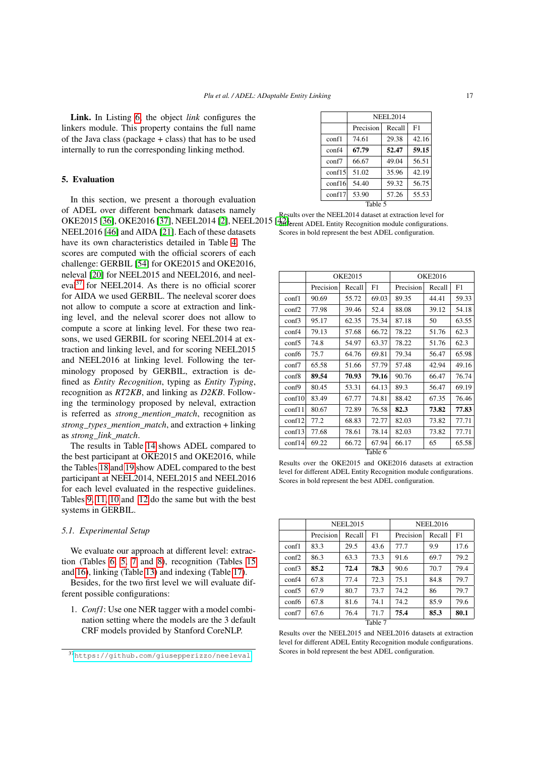**Link.** In Listing 6, the object *link* configures the linkers module. This property contains the full name of the Java class (package + class) that has to be used internally to run the corresponding linking method.

## 5. Evaluation

In this section, we present a thorough evaluation of ADEL over different benchmark datasets namely OKE2015 [36], OKE2016 [37], NEEL2014 [2], NEEL2015 [42], NEEL2016 [46] and AIDA [21]. Each of these datasets have its own characteristics detailed in Table 4. The scores are computed with the official scorers of each challenge: GERBIL [54] for OKE2015 and OKE2016, neleval [20] for NEEL2015 and NEEL2016, and neeleval[37] for NEEL2014. As there is no official scorer for AIDA we used GERBIL. The neeleval scorer does not allow to compute a score at extraction and linking level, and the neleval scorer does not allow to compute a score at linking level. For these two reasons, we used GERBIL for scoring NEEL2014 at extraction and linking level, and for scoring NEEL2015 and NEEL2016 at linking level. Following the terminology proposed by GERBIL, extraction is defined as *Entity Recognition*, typing as *Entity Typing*, recognition as *RT2KB*, and linking as *D2KB*. Following the terminology proposed by neleval, extraction is referred as *strong_mention_match*, recognition as *strong_types_mention_match*, and extraction + linking as *strong_link_match*.

The results in Table 14 shows ADEL compared to the best participant at OKE2015 and OKE2016, while the Tables 18 and 19 show ADEL compared to the best participant at NEEL2014, NEEL2015 and NEEL2016 for each level evaluated in the respective guidelines. Tables 9, 11, 10 and 12 do the same but with the best systems in GERBIL.

### 5.1. Experimental Setup

We evaluate our approach at different level: extraction (Tables 6, 5, 7 and 8), recognition (Tables 15 and 16), linking (Table 13) and indexing (Table 17).

Besides, for the two first level we will evaluate different possible configurations:

1. *Conf1*: Use one NER tagger with a model combination setting where the models are the 3 default CRF models provided by Stanford CoreNLP.

[37] https://github.com/giusepperizzo/neeleval

| | NEEL2014 | | |
|---|---|---|---|
| | Precision | Recall | F1 |
| conf1 | 74.61 | 29.38 | 42.16 |
| conf4 | **67.79** | **52.47** | **59.15** |
| conf7 | 66.67 | 49.04 | 56.51 |
| conf15 | 51.02 | 35.96 | 42.19 |
| conf16 | 54.40 | 59.32 | 56.75 |
| conf17 | 53.90 | 57.26 | 55.53 |

Table 5

Results over the NEEL2014 dataset at extraction level for different ADEL Entity Recognition module configurations. Scores in bold represent the best ADEL configuration.

| | OKE2015 | | | OKE2016 | | |
|---|---|---|---|---|---|---|
| | Precision | Recall | F1 | Precision | Recall | F1 |
| conf1 | 90.69 | 55.72 | 69.03 | 89.35 | 44.41 | 59.33 |
| conf2 | 77.98 | 39.46 | 52.4 | 88.08 | 39.12 | 54.18 |
| conf3 | 95.17 | 62.35 | 75.34 | 87.18 | 50 | 63.55 |
| conf4 | 79.13 | 57.68 | 66.72 | 78.22 | 51.76 | 62.3 |
| conf5 | 74.8 | 54.97 | 63.37 | 78.22 | 51.76 | 62.3 |
| conf6 | 75.7 | 64.76 | 69.81 | 79.34 | 56.47 | 65.98 |
| conf7 | 65.58 | 51.66 | 57.79 | 57.48 | 42.94 | 49.16 |
| conf8 | **89.54** | **70.93** | **79.16** | 90.76 | 66.47 | 76.74 |
| conf9 | 80.45 | 53.31 | 64.13 | 89.3 | 56.47 | 69.19 |
| conf10 | 83.49 | 67.77 | 74.81 | 88.42 | 67.35 | 76.46 |
| conf11 | 80.67 | 72.89 | 76.58 | **82.3** | **73.82** | **77.83** |
| conf12 | 77.2 | 68.83 | 72.77 | 82.03 | 73.82 | 77.71 |
| conf13 | 77.68 | 78.61 | 78.14 | 82.03 | 73.82 | 77.71 |
| conf14 | 69.22 | 66.72 | 67.94 | 66.17 | 65 | 65.58 |

Table 6

Results over the OKE2015 and OKE2016 datasets at extraction level for different ADEL Entity Recognition module configurations. Scores in bold represent the best ADEL configuration.

| | NEEL2015 | | | NEEL2016 | | |
|---|---|---|---|---|---|---|
| | Precision | Recall | F1 | Precision | Recall | F1 |
| conf1 | 83.3 | 29.5 | 43.6 | 77.7 | 9.9 | 17.6 |
| conf2 | 86.3 | 63.3 | 73.3 | 91.6 | 69.7 | 79.2 |
| conf3 | **85.2** | **72.4** | **78.3** | 90.6 | 70.7 | 79.4 |
| conf4 | 67.8 | 77.4 | 72.3 | 75.1 | 84.8 | 79.7 |
| conf5 | 67.9 | 80.7 | 73.7 | 74.2 | 86 | 79.7 |
| conf6 | 67.8 | 81.6 | 74.1 | 74.2 | 85.9 | 79.6 |
| conf7 | 67.6 | 76.4 | 71.7 | **75.4** | **85.3** | **80.1** |

Table 7

Results over the NEEL2015 and NEEL2016 datasets at extraction level for different ADEL Entity Recognition module configurations. Scores in bold represent the best ADEL configuration.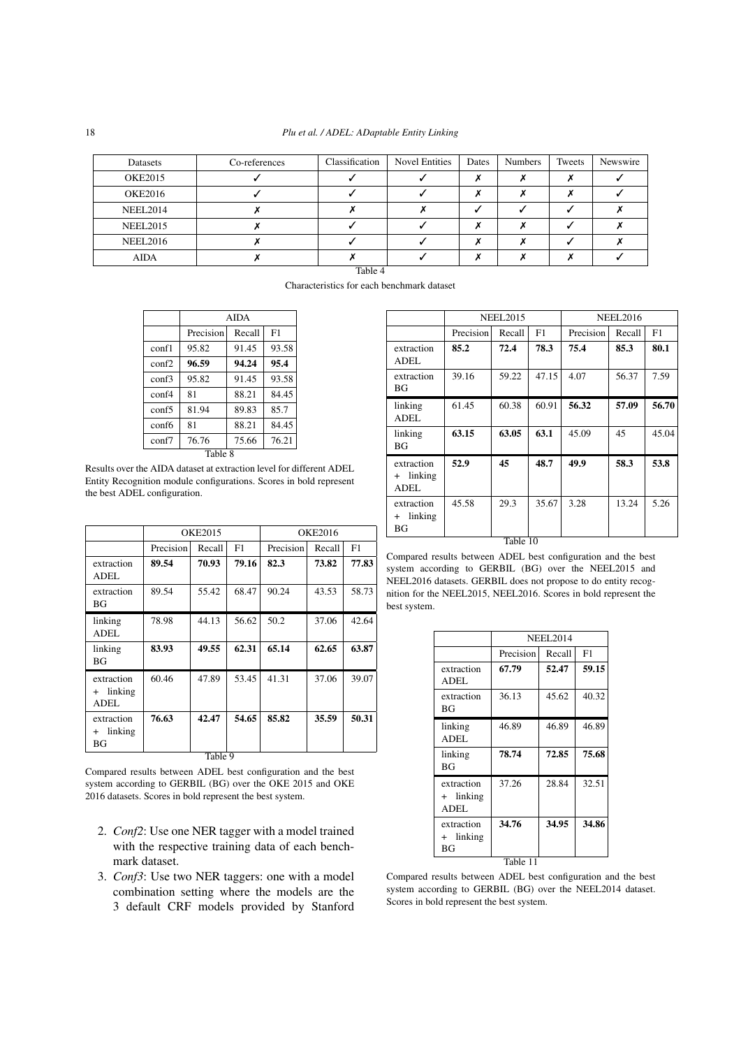| Datasets | Co-references | Classification | Novel Entities | Dates | Numbers | Tweets | Newswire |
|---|---|---|---|---|---|---|---|
| OKE2015 | ✓ | ✓ | ✓ | ✗ | ✗ | ✗ | ✓ |
| OKE2016 | ✓ | ✓ | ✓ | ✗ | ✗ | ✗ | ✓ |
| NEEL2014 | ✗ | ✗ | ✗ | ✓ | ✓ | ✓ | ✗ |
| NEEL2015 | ✗ | ✓ | ✓ | ✗ | ✗ | ✓ | ✗ |
| NEEL2016 | ✗ | ✓ | ✓ | ✗ | ✗ | ✓ | ✗ |
| AIDA | ✗ | ✗ | ✓ | ✗ | ✗ | ✗ | ✓ |

Table 4

Characteristics for each benchmark dataset

| | AIDA | | |
|---|---|---|---|
| | Precision | Recall | F1 |
| conf1 | 95.82 | 91.45 | 93.58 |
| conf2 | **96.59** | **94.24** | **95.4** |
| conf3 | 95.82 | 91.45 | 93.58 |
| conf4 | 81 | 88.21 | 84.45 |
| conf5 | 81.94 | 89.83 | 85.7 |
| conf6 | 81 | 88.21 | 84.45 |
| conf7 | 76.76 | 75.66 | 76.21 |

Table 8

Results over the AIDA dataset at extraction level for different ADEL Entity Recognition module configurations. Scores in bold represent the best ADEL configuration.

| | OKE2015 | | | OKE2016 | | |
|---|---|---|---|---|---|---|
| | Precision | Recall | F1 | Precision | Recall | F1 |
| extraction ADEL | **89.54** | **70.93** | **79.16** | **82.3** | **73.82** | **77.83** |
| extraction BG | 89.54 | 55.42 | 68.47 | 90.24 | 43.53 | 58.73 |
| linking ADEL | 78.98 | 44.13 | 56.62 | 50.2 | 37.06 | 42.64 |
| linking BG | **83.93** | **49.55** | **62.31** | **65.14** | **62.65** | **63.87** |
| extraction + linking ADEL | 60.46 | 47.89 | 53.45 | 41.31 | 37.06 | 39.07 |
| extraction + linking BG | **76.63** | **42.47** | **54.65** | **85.82** | **35.59** | **50.31** |

Table 9

Compared results between ADEL best configuration and the best system according to GERBIL (BG) over the OKE 2015 and OKE 2016 datasets. Scores in bold represent the best system.

2. *Conf2*: Use one NER tagger with a model trained with the respective training data of each benchmark dataset.
3. *Conf3*: Use two NER taggers: one with a model combination setting where the models are the 3 default CRF models provided by Stanford

| | NEEL2015 | | | NEEL2016 | | |
|---|---|---|---|---|---|---|
| | Precision | Recall | F1 | Precision | Recall | F1 |
| extraction ADEL | **85.2** | **72.4** | **78.3** | **75.4** | **85.3** | **80.1** |
| extraction BG | 39.16 | 59.22 | 47.15 | 4.07 | 56.37 | 7.59 |
| linking ADEL | 61.45 | 60.38 | 60.91 | **56.32** | **57.09** | **56.70** |
| linking BG | **63.15** | **63.05** | **63.1** | 45.09 | 45 | 45.04 |
| extraction + linking ADEL | **52.9** | **45** | **48.7** | **49.9** | **58.3** | **53.8** |
| extraction + linking BG | 45.58 | 29.3 | 35.67 | 3.28 | 13.24 | 5.26 |

Table 10

Compared results between ADEL best configuration and the best system according to GERBIL (BG) over the NEEL2015 and NEEL2016 datasets. GERBIL does not propose to do entity recognition for the NEEL2015, NEEL2016. Scores in bold represent the best system.

| | NEEL2014 | | |
|---|---|---|---|
| | Precision | Recall | F1 |
| extraction ADEL | **67.79** | **52.47** | **59.15** |
| extraction BG | 36.13 | 45.62 | 40.32 |
| linking ADEL | 46.89 | 46.89 | 46.89 |
| linking BG | **78.74** | **72.85** | **75.68** |
| extraction + linking ADEL | 37.26 | 28.84 | 32.51 |
| extraction + linking BG | **34.76** | **34.95** | **34.86** |

Table 11

Compared results between ADEL best configuration and the best system according to GERBIL (BG) over the NEEL2014 dataset. Scores in bold represent the best system.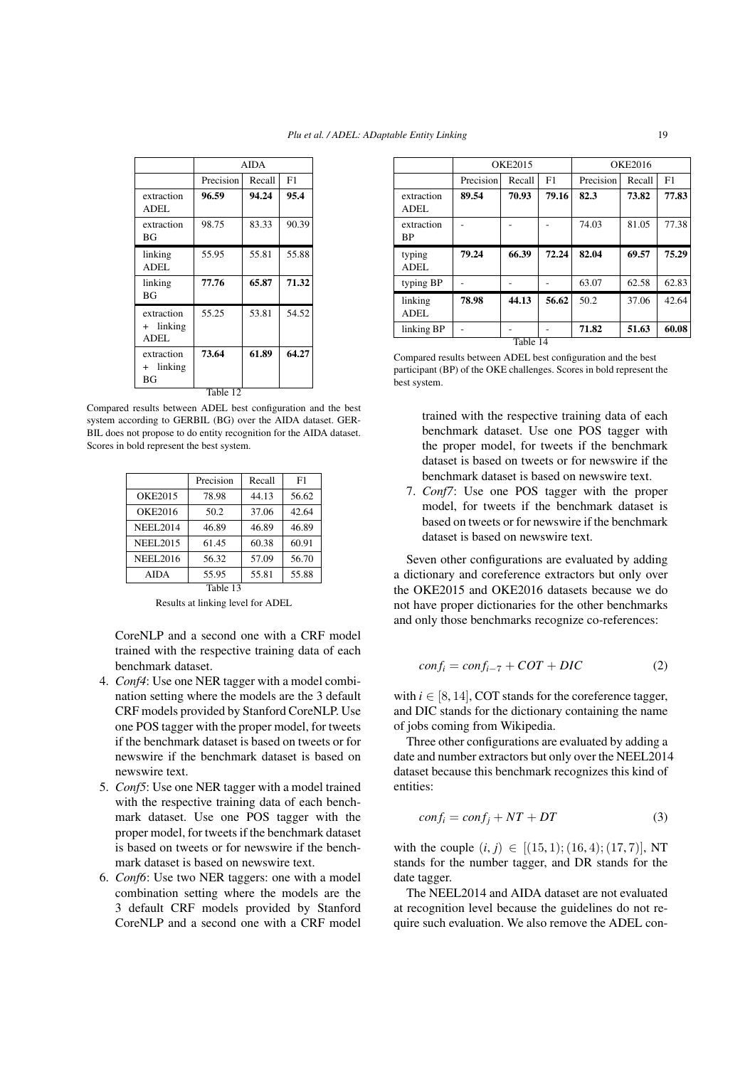| | AIDA | | |
|---|---|---|---|
| | Precision | Recall | F1 |
| extraction ADEL | **96.59** | **94.24** | **95.4** |
| extraction BG | 98.75 | 83.33 | 90.39 |
| linking ADEL | 55.95 | 55.81 | 55.88 |
| linking BG | **77.76** | **65.87** | **71.32** |
| extraction + linking ADEL | 55.25 | 53.81 | 54.52 |
| extraction + linking BG | **73.64** | **61.89** | **64.27** |

Table 12

Compared results between ADEL best configuration and the best system according to GERBIL (BG) over the AIDA dataset. GERBIL does not propose to do entity recognition for the AIDA dataset. Scores in bold represent the best system.

| | Precision | Recall | F1 |
|---|---|---|---|
| OKE2015 | 78.98 | 44.13 | 56.62 |
| OKE2016 | 50.2 | 37.06 | 42.64 |
| NEEL2014 | 46.89 | 46.89 | 46.89 |
| NEEL2015 | 61.45 | 60.38 | 60.91 |
| NEEL2016 | 56.32 | 57.09 | 56.70 |
| AIDA | 55.95 | 55.81 | 55.88 |

Table 13

Results at linking level for ADEL

CoreNLP and a second one with a CRF model trained with the respective training data of each benchmark dataset.

4. *Conf4*: Use one NER tagger with a model combination setting where the models are the 3 default CRF models provided by Stanford CoreNLP. Use one POS tagger with the proper model, for tweets if the benchmark dataset is based on tweets or for newswire if the benchmark dataset is based on newswire text.
5. *Conf5*: Use one NER tagger with a model trained with the respective training data of each benchmark dataset. Use one POS tagger with the proper model, for tweets if the benchmark dataset is based on tweets or for newswire if the benchmark dataset is based on newswire text.
6. *Conf6*: Use two NER taggers: one with a model combination setting where the models are the 3 default CRF models provided by Stanford CoreNLP and a second one with a CRF model trained with the respective training data of each benchmark dataset. Use one POS tagger with the proper model, for tweets if the benchmark dataset is based on tweets or for newswire if the benchmark dataset is based on newswire text.
7. *Conf7*: Use one POS tagger with the proper model, for tweets if the benchmark dataset is based on tweets or for newswire if the benchmark dataset is based on newswire text.

| | OKE2015 | | | OKE2016 | | |
|---|---|---|---|---|---|---|
| | Precision | Recall | F1 | Precision | Recall | F1 |
| extraction ADEL | **89.54** | **70.93** | **79.16** | **82.3** | **73.82** | **77.83** |
| extraction BP | - | - | - | 74.03 | 81.05 | 77.38 |
| typing ADEL | **79.24** | **66.39** | **72.24** | **82.04** | **69.57** | **75.29** |
| typing BP | - | - | - | 63.07 | 62.58 | 62.83 |
| linking ADEL | **78.98** | **44.13** | **56.62** | 50.2 | 37.06 | 42.64 |
| linking BP | - | - | - | **71.82** | **51.63** | **60.08** |

Table 14

Compared results between ADEL best configuration and the best participant (BP) of the OKE challenges. Scores in bold represent the best system.

Seven other configurations are evaluated by adding a dictionary and coreference extractors but only over the OKE2015 and OKE2016 datasets because we do not have proper dictionaries for the other benchmarks and only those benchmarks recognize co-references:

$$conf_i = conf_{i-7} + COT + DIC \tag{2}$$

with $i \in [8, 14]$, COT stands for the coreference tagger, and DIC stands for the dictionary containing the name of jobs coming from Wikipedia.

Three other configurations are evaluated by adding a date and number extractors but only over the NEEL2014 dataset because this benchmark recognizes this kind of entities:

$$conf_i = conf_j + NT + DT \tag{3}$$

with the couple $(i, j) \in [(15, 1); (16, 4); (17, 7)]$, NT stands for the number tagger, and DR stands for the date tagger.

The NEEL2014 and AIDA dataset are not evaluated at recognition level because the guidelines do not require such evaluation. We also remove the ADEL con-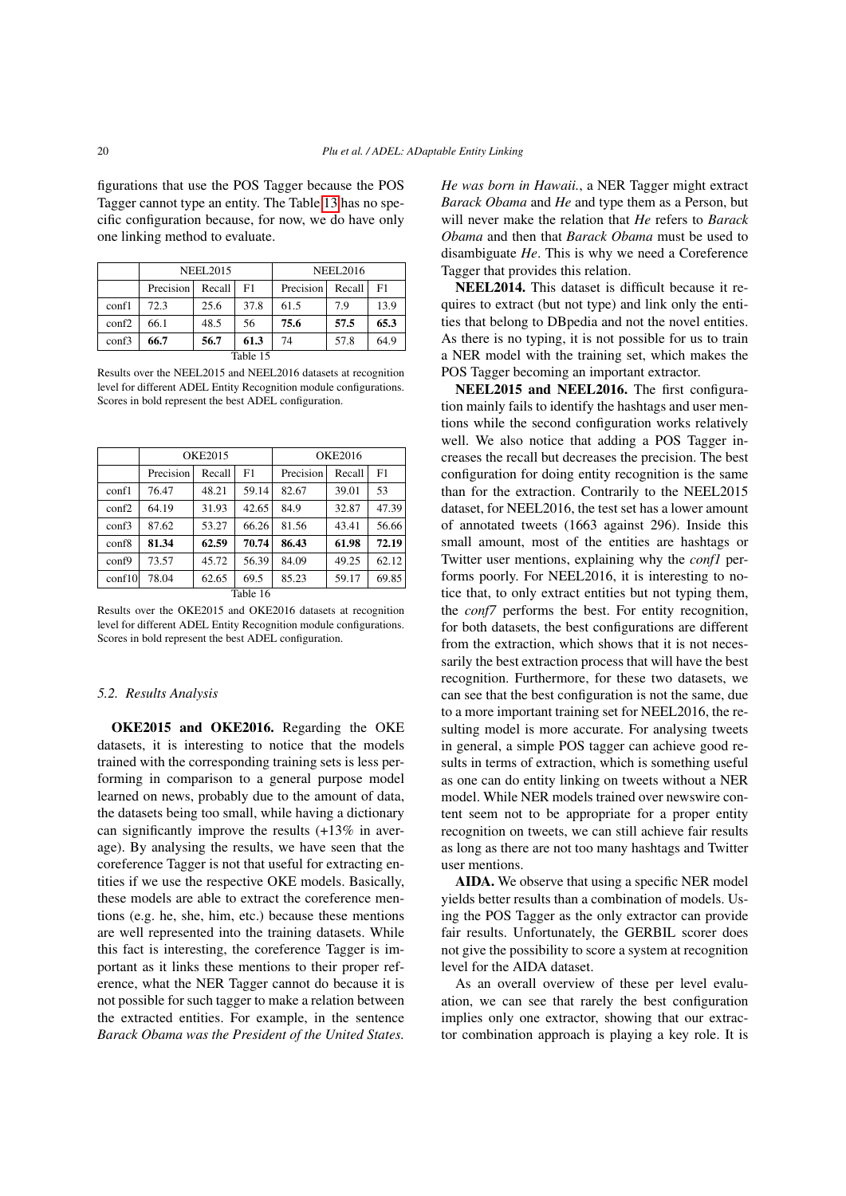figurations that use the POS Tagger because the POS Tagger cannot type an entity. The Table 13 has no specific configuration because, for now, we do have only one linking method to evaluate.

| | NEEL2015 | | | NEEL2016 | | |
|---|---|---|---|---|---|---|
| | Precision | Recall | F1 | Precision | Recall | F1 |
| conf1 | 72.3 | 25.6 | 37.8 | 61.5 | 7.9 | 13.9 |
| conf2 | 66.1 | 48.5 | 56 | **75.6** | **57.5** | **65.3** |
| conf3 | **66.7** | **56.7** | **61.3** | 74 | 57.8 | 64.9 |

Table 15

Results over the NEEL2015 and NEEL2016 datasets at recognition level for different ADEL Entity Recognition module configurations. Scores in bold represent the best ADEL configuration.

| | OKE2015 | | | OKE2016 | | |
|---|---|---|---|---|---|---|
| | Precision | Recall | F1 | Precision | Recall | F1 |
| conf1 | 76.47 | 48.21 | 59.14 | 82.67 | 39.01 | 53 |
| conf2 | 64.19 | 31.93 | 42.65 | 84.9 | 32.87 | 47.39 |
| conf3 | 87.62 | 53.27 | 66.26 | 81.56 | 43.41 | 56.66 |
| conf8 | **81.34** | **62.59** | **70.74** | **86.43** | **61.98** | **72.19** |
| conf9 | 73.57 | 45.72 | 56.39 | 84.09 | 49.25 | 62.12 |
| conf10 | 78.04 | 62.65 | 69.5 | 85.23 | 59.17 | 69.85 |

Table 16

Results over the OKE2015 and OKE2016 datasets at recognition level for different ADEL Entity Recognition module configurations. Scores in bold represent the best ADEL configuration.

### *5.2. Results Analysis*

**OKE2015 and OKE2016.** Regarding the OKE datasets, it is interesting to notice that the models trained with the corresponding training sets is less performing in comparison to a general purpose model learned on news, probably due to the amount of data, the datasets being too small, while having a dictionary can significantly improve the results (+13% in average). By analysing the results, we have seen that the coreference Tagger is not that useful for extracting entities if we use the respective OKE models. Basically, these models are able to extract the coreference mentions (e.g. he, she, him, etc.) because these mentions are well represented into the training datasets. While this fact is interesting, the coreference Tagger is important as it links these mentions to their proper reference, what the NER Tagger cannot do because it is not possible for such tagger to make a relation between the extracted entities. For example, in the sentence *Barack Obama was the President of the United States. He was born in Hawaii.*, a NER Tagger might extract *Barack Obama* and *He* and type them as a Person, but will never make the relation that *He* refers to *Barack Obama* and then that *Barack Obama* must be used to disambiguate *He*. This is why we need a Coreference Tagger that provides this relation.

**NEEL2014.** This dataset is difficult because it requires to extract (but not type) and link only the entities that belong to DBpedia and not the novel entities. As there is no typing, it is not possible for us to train a NER model with the training set, which makes the POS Tagger becoming an important extractor.

**NEEL2015 and NEEL2016.** The first configuration mainly fails to identify the hashtags and user mentions while the second configuration works relatively well. We also notice that adding a POS Tagger increases the recall but decreases the precision. The best configuration for doing entity recognition is the same than for the extraction. Contrarily to the NEEL2015 dataset, for NEEL2016, the test set has a lower amount of annotated tweets (1663 against 296). Inside this small amount, most of the entities are hashtags or Twitter user mentions, explaining why the *conf1* performs poorly. For NEEL2016, it is interesting to notice that, to only extract entities but not typing them, the *conf7* performs the best. For entity recognition, for both datasets, the best configurations are different from the extraction, which shows that it is not necessarily the best extraction process that will have the best recognition. Furthermore, for these two datasets, we can see that the best configuration is not the same, due to a more important training set for NEEL2016, the resulting model is more accurate. For analysing tweets in general, a simple POS tagger can achieve good results in terms of extraction, which is something useful as one can do entity linking on tweets without a NER model. While NER models trained over newswire content seem not to be appropriate for a proper entity recognition on tweets, we can still achieve fair results as long as there are not too many hashtags and Twitter user mentions.

**AIDA.** We observe that using a specific NER model yields better results than a combination of models. Using the POS Tagger as the only extractor can provide fair results. Unfortunately, the GERBIL scorer does not give the possibility to score a system at recognition level for the AIDA dataset.

As an overall overview of these per level evaluation, we can see that rarely the best configuration implies only one extractor, showing that our extractor combination approach is playing a key role. It is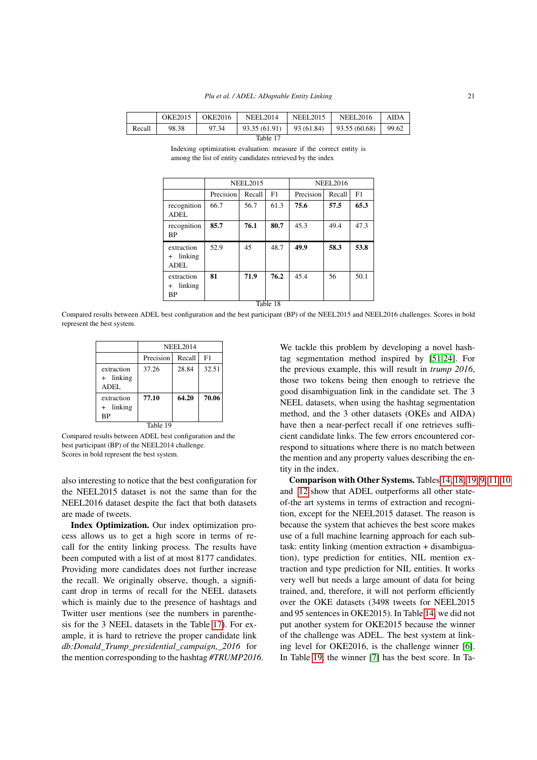| | OKE2015 | OKE2016 | NEEL2014 | NEEL2015 | NEEL2016 | AIDA |
|---|---|---|---|---|---|---|
| Recall | 98.38 | 97.34 | 93.35 (61.91) | 93 (61.84) | 93.55 (60.68) | 99.62 |

Table 17

Indexing optimization evaluation: measure if the correct entity is among the list of entity candidates retrieved by the index

| | NEEL2015 | | | NEEL2016 | | |
|---|---|---|---|---|---|---|
| | Precision | Recall | F1 | Precision | Recall | F1 |
| recognition ADEL | 66.7 | 56.7 | 61.3 | **75.6** | **57.5** | **65.3** |
| recognition BP | **85.7** | **76.1** | **80.7** | 45.3 | 49.4 | 47.3 |
| extraction + linking ADEL | 52.9 | 45 | 48.7 | **49.9** | **58.3** | **53.8** |
| extraction + linking BP | **81** | **71.9** | **76.2** | 45.4 | 56 | 50.1 |

Table 18

Compared results between ADEL best configuration and the best participant (BP) of the NEEL2015 and NEEL2016 challenges. Scores in bold represent the best system.

| | NEEL2014 | | |
|---|---|---|---|
| | Precision | Recall | F1 |
| extraction + linking ADEL | 37.26 | 28.84 | 32.51 |
| extraction + linking BP | **77.10** | **64.20** | **70.06** |

Table 19

Compared results between ADEL best configuration and the best participant (BP) of the NEEL2014 challenge. Scores in bold represent the best system.

also interesting to notice that the best configuration for the NEEL2015 dataset is not the same than for the NEEL2016 dataset despite the fact that both datasets are made of tweets.

**Index Optimization.** Our index optimization process allows us to get a high score in terms of recall for the entity linking process. The results have been computed with a list of at most 8177 candidates. Providing more candidates does not further increase the recall. We originally observe, though, a significant drop in terms of recall for the NEEL datasets which is mainly due to the presence of hashtags and Twitter user mentions (see the numbers in parenthesis for the 3 NEEL datasets in the Table 17). For example, it is hard to retrieve the proper candidate link *db:Donald_Trump_presidential_campaign,_2016* for the mention corresponding to the hashtag *#TRUMP2016*. We tackle this problem by developing a novel hashtag segmentation method inspired by [51,24]. For the previous example, this will result in *trump 2016*, those two tokens being then enough to retrieve the good disambiguation link in the candidate set. The 3 NEEL datasets, when using the hashtag segmentation method, and the 3 other datasets (OKEs and AIDA) have then a near-perfect recall if one retrieves sufficient candidate links. The few errors encountered correspond to situations where there is no match between the mention and any property values describing the entity in the index.

**Comparison with Other Systems.** Tables 14, 18, 19, 9, 11, 10 and 12 show that ADEL outperforms all other state-of-the art systems in terms of extraction and recognition, except for the NEEL2015 dataset. The reason is because the system that achieves the best score makes use of a full machine learning approach for each subtask: entity linking (mention extraction + disambiguation), type prediction for entities, NIL mention extraction and type prediction for NIL entities. It works very well but needs a large amount of data for being trained, and, therefore, it will not perform efficiently over the OKE datasets (3498 tweets for NEEL2015 and 95 sentences in OKE2015). In Table 14, we did not put another system for OKE2015 because the winner of the challenge was ADEL. The best system at linking level for OKE2016, is the challenge winner [6]. In Table 19, the winner [7] has the best score. In Ta-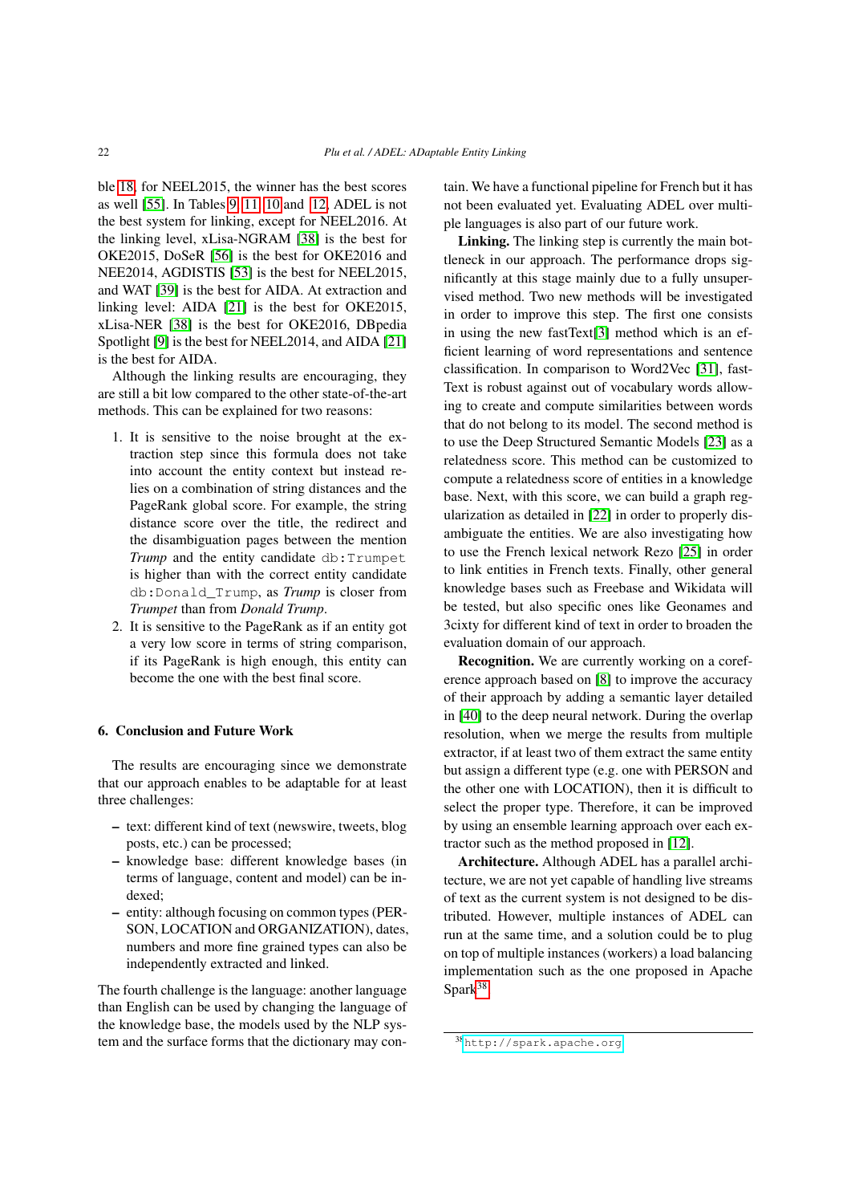ble [18], for NEEL2015, the winner has the best scores as well [55]. In Tables 9, 11, 10 and 12, ADEL is not the best system for linking, except for NEEL2016. At the linking level, xLisa-NGRAM [38] is the best for OKE2015, DoSeR [56] is the best for OKE2016 and NEE2014, AGDISTIS [53] is the best for NEEL2015, and WAT [39] is the best for AIDA. At extraction and linking level: AIDA [21] is the best for OKE2015, xLisa-NER [38] is the best for OKE2016, DBpedia Spotlight [9] is the best for NEEL2014, and AIDA [21] is the best for AIDA.

Although the linking results are encouraging, they are still a bit low compared to the other state-of-the-art methods. This can be explained for two reasons:

1. It is sensitive to the noise brought at the extraction step since this formula does not take into account the entity context but instead relies on a combination of string distances and the PageRank global score. For example, the string distance score over the title, the redirect and the disambiguation pages between the mention *Trump* and the entity candidate `db:Trumpet` is higher than with the correct entity candidate `db:Donald_Trump`, as *Trump* is closer from *Trumpet* than from *Donald Trump*.
2. It is sensitive to the PageRank as if an entity got a very low score in terms of string comparison, if its PageRank is high enough, this entity can become the one with the best final score.

## 6. Conclusion and Future Work

The results are encouraging since we demonstrate that our approach enables to be adaptable for at least three challenges:

- text: different kind of text (newswire, tweets, blog posts, etc.) can be processed;
- knowledge base: different knowledge bases (in terms of language, content and model) can be indexed;
- entity: although focusing on common types (PERSON, LOCATION and ORGANIZATION), dates, numbers and more fine grained types can also be independently extracted and linked.

The fourth challenge is the language: another language than English can be used by changing the language of the knowledge base, the models used by the NLP system and the surface forms that the dictionary may contain. We have a functional pipeline for French but it has not been evaluated yet. Evaluating ADEL over multiple languages is also part of our future work.

**Linking.** The linking step is currently the main bottleneck in our approach. The performance drops significantly at this stage mainly due to a fully unsupervised method. Two new methods will be investigated in order to improve this step. The first one consists in using the new fastText[3] method which is an efficient learning of word representations and sentence classification. In comparison to Word2Vec [31], fastText is robust against out of vocabulary words allowing to create and compute similarities between words that do not belong to its model. The second method is to use the Deep Structured Semantic Models [23] as a relatedness score. This method can be customized to compute a relatedness score of entities in a knowledge base. Next, with this score, we can build a graph regularization as detailed in [22] in order to properly disambiguate the entities. We are also investigating how to use the French lexical network Rezo [25] in order to link entities in French texts. Finally, other general knowledge bases such as Freebase and Wikidata will be tested, but also specific ones like Geonames and 3cixty for different kind of text in order to broaden the evaluation domain of our approach.

**Recognition.** We are currently working on a coreference approach based on [8] to improve the accuracy of their approach by adding a semantic layer detailed in [40] to the deep neural network. During the overlap resolution, when we merge the results from multiple extractor, if at least two of them extract the same entity but assign a different type (e.g. one with PERSON and the other one with LOCATION), then it is difficult to select the proper type. Therefore, it can be improved by using an ensemble learning approach over each extractor such as the method proposed in [12].

**Architecture.** Although ADEL has a parallel architecture, we are not yet capable of handling live streams of text as the current system is not designed to be distributed. However, multiple instances of ADEL can run at the same time, and a solution could be to plug on top of multiple instances (workers) a load balancing implementation such as the one proposed in Apache Spark[38].

[38] http://spark.apache.org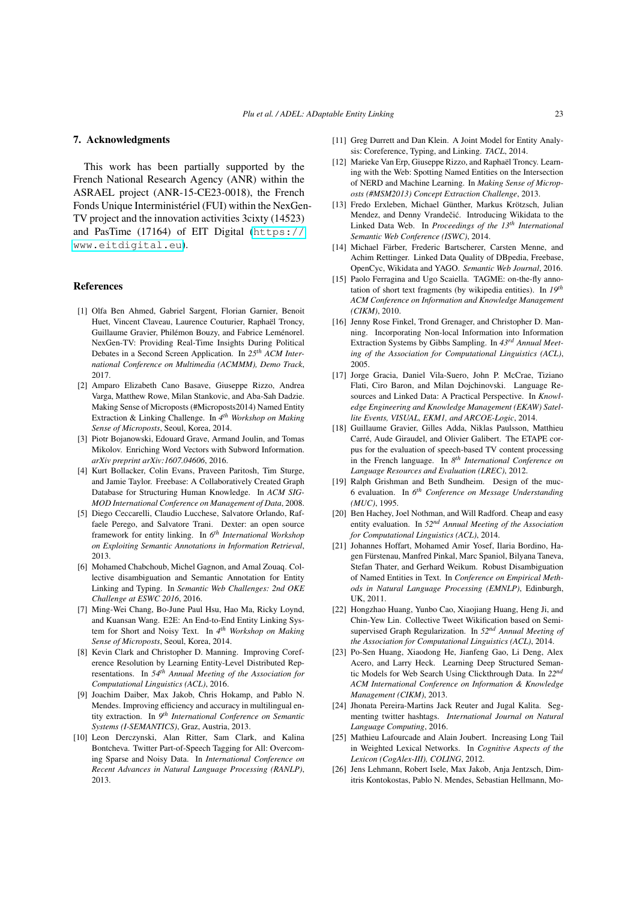## 7. Acknowledgments

This work has been partially supported by the French National Research Agency (ANR) within the ASRAEL project (ANR-15-CE23-0018), the French Fonds Unique Interministériel (FUI) within the NexGen-TV project and the innovation activities 3cixty (14523) and PasTime (17164) of EIT Digital (https://www.eitdigital.eu).

## References

[1] Olfa Ben Ahmed, Gabriel Sargent, Florian Garnier, Benoit Huet, Vincent Claveau, Laurence Couturier, Raphaël Troncy, Guillaume Gravier, Philémon Bouzy, and Fabrice Leménorel. NexGen-TV: Providing Real-Time Insights During Political Debates in a Second Screen Application. In *25th ACM International Conference on Multimedia (ACMMM), Demo Track*, 2017.

[2] Amparo Elizabeth Cano Basave, Giuseppe Rizzo, Andrea Varga, Matthew Rowe, Milan Stankovic, and Aba-Sah Dadzie. Making Sense of Microposts (#Microposts2014) Named Entity Extraction & Linking Challenge. In *4th Workshop on Making Sense of Microposts*, Seoul, Korea, 2014.

[3] Piotr Bojanowski, Edouard Grave, Armand Joulin, and Tomas Mikolov. Enriching Word Vectors with Subword Information. *arXiv preprint arXiv:1607.04606*, 2016.

[4] Kurt Bollacker, Colin Evans, Praveen Paritosh, Tim Sturge, and Jamie Taylor. Freebase: A Collaboratively Created Graph Database for Structuring Human Knowledge. In *ACM SIGMOD International Conference on Management of Data*, 2008.

[5] Diego Ceccarelli, Claudio Lucchese, Salvatore Orlando, Raffaele Perego, and Salvatore Trani. Dexter: an open source framework for entity linking. In *6th International Workshop on Exploiting Semantic Annotations in Information Retrieval*, 2013.

[6] Mohamed Chabchoub, Michel Gagnon, and Amal Zouaq. Collective disambiguation and Semantic Annotation for Entity Linking and Typing. In *Semantic Web Challenges: 2nd OKE Challenge at ESWC 2016*, 2016.

[7] Ming-Wei Chang, Bo-June Paul Hsu, Hao Ma, Ricky Loynd, and Kuansan Wang. E2E: An End-to-End Entity Linking System for Short and Noisy Text. In *4th Workshop on Making Sense of Microposts*, Seoul, Korea, 2014.

[8] Kevin Clark and Christopher D. Manning. Improving Coreference Resolution by Learning Entity-Level Distributed Representations. In *54th Annual Meeting of the Association for Computational Linguistics (ACL)*, 2016.

[9] Joachim Daiber, Max Jakob, Chris Hokamp, and Pablo N. Mendes. Improving efficiency and accuracy in multilingual entity extraction. In *9th International Conference on Semantic Systems (I-SEMANTICS)*, Graz, Austria, 2013.

[10] Leon Derczynski, Alan Ritter, Sam Clark, and Kalina Bontcheva. Twitter Part-of-Speech Tagging for All: Overcoming Sparse and Noisy Data. In *International Conference on Recent Advances in Natural Language Processing (RANLP)*, 2013.

[11] Greg Durrett and Dan Klein. A Joint Model for Entity Analysis: Coreference, Typing, and Linking. *TACL*, 2014.

[12] Marieke Van Erp, Giuseppe Rizzo, and Raphaël Troncy. Learning with the Web: Spotting Named Entities on the Intersection of NERD and Machine Learning. In *Making Sense of Microposts (#MSM2013) Concept Extraction Challenge*, 2013.

[13] Fredo Erxleben, Michael Günther, Markus Krötzsch, Julian Mendez, and Denny Vrandečić. Introducing Wikidata to the Linked Data Web. In *Proceedings of the 13th International Semantic Web Conference (ISWC)*, 2014.

[14] Michael Färber, Frederic Bartscherer, Carsten Menne, and Achim Rettinger. Linked Data Quality of DBpedia, Freebase, OpenCyc, Wikidata and YAGO. *Semantic Web Journal*, 2016.

[15] Paolo Ferragina and Ugo Scaiella. TAGME: on-the-fly annotation of short text fragments (by wikipedia entities). In *19th ACM Conference on Information and Knowledge Management (CIKM)*, 2010.

[16] Jenny Rose Finkel, Trond Grenager, and Christopher D. Manning. Incorporating Non-local Information into Information Extraction Systems by Gibbs Sampling. In *43rd Annual Meeting of the Association for Computational Linguistics (ACL)*, 2005.

[17] Jorge Gracia, Daniel Vila-Suero, John P. McCrae, Tiziano Flati, Ciro Baron, and Milan Dojchinovski. Language Resources and Linked Data: A Practical Perspective. In *Knowledge Engineering and Knowledge Management (EKAW) Satellite Events, VISUAL, EKM1, and ARCOE-Logic*, 2014.

[18] Guillaume Gravier, Gilles Adda, Niklas Paulsson, Matthieu Carré, Aude Giraudel, and Olivier Galibert. The ETAPE corpus for the evaluation of speech-based TV content processing in the French language. In *8th International Conference on Language Resources and Evaluation (LREC)*, 2012.

[19] Ralph Grishman and Beth Sundheim. Design of the muc-6 evaluation. In *6th Conference on Message Understanding (MUC)*, 1995.

[20] Ben Hachey, Joel Nothman, and Will Radford. Cheap and easy entity evaluation. In *52nd Annual Meeting of the Association for Computational Linguistics (ACL)*, 2014.

[21] Johannes Hoffart, Mohamed Amir Yosef, Ilaria Bordino, Hagen Fürstenau, Manfred Pinkal, Marc Spaniol, Bilyana Taneva, Stefan Thater, and Gerhard Weikum. Robust Disambiguation of Named Entities in Text. In *Conference on Empirical Methods in Natural Language Processing (EMNLP)*, Edinburgh, UK, 2011.

[22] Hongzhao Huang, Yunbo Cao, Xiaojiang Huang, Heng Ji, and Chin-Yew Lin. Collective Tweet Wikification based on Semi-supervised Graph Regularization. In *52nd Annual Meeting of the Association for Computational Linguistics (ACL)*, 2014.

[23] Po-Sen Huang, Xiaodong He, Jianfeng Gao, Li Deng, Alex Acero, and Larry Heck. Learning Deep Structured Semantic Models for Web Search Using Clickthrough Data. In *22nd ACM International Conference on Information & Knowledge Management (CIKM)*, 2013.

[24] Jhonata Pereira-Martins Jack Reuter and Jugal Kalita. Segmenting twitter hashtags. *International Journal on Natural Language Computing*, 2016.

[25] Mathieu Lafourcade and Alain Joubert. Increasing Long Tail in Weighted Lexical Networks. In *Cognitive Aspects of the Lexicon (CogAlex-III), COLING*, 2012.

[26] Jens Lehmann, Robert Isele, Max Jakob, Anja Jentzsch, Dimitris Kontokostas, Pablo N. Mendes, Sebastian Hellmann, Mo-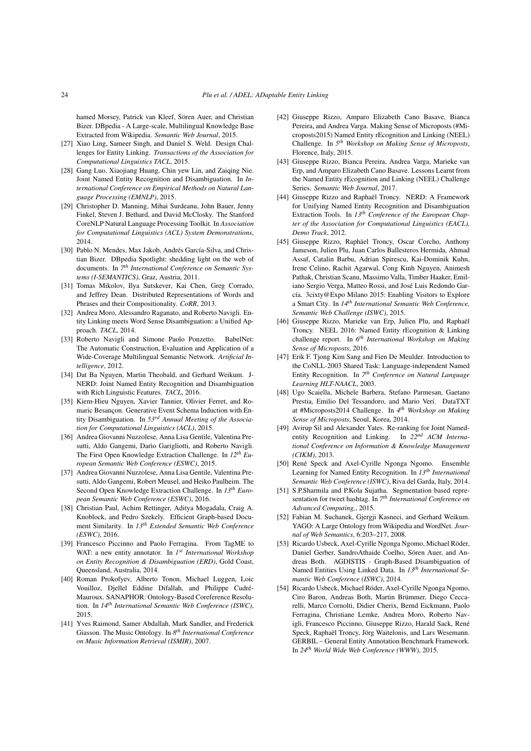hamed Morsey, Patrick van Kleef, Sören Auer, and Christian Bizer. DBpedia - A Large-scale, Multilingual Knowledge Base Extracted from Wikipedia. *Semantic Web Journal*, 2015.

[27] Xiao Ling, Sameer Singh, and Daniel S. Weld. Design Challenges for Entity Linking. *Transactions of the Association for Computational Linguistics TACL*, 2015.

[28] Gang Luo, Xiaojiang Huang, Chin yew Lin, and Zaiqing Nie. Joint Named Entity Recognition and Disambiguation. In *International Conference on Empirical Methods on Natural Language Processing (EMNLP)*, 2015.

[29] Christopher D. Manning, Mihai Surdeanu, John Bauer, Jenny Finkel, Steven J. Bethard, and David McClosky. The Stanford CoreNLP Natural Language Processing Toolkit. In *Association for Computational Linguistics (ACL) System Demonstrations*, 2014.

[30] Pablo N. Mendes, Max Jakob, Andrés García-Silva, and Christian Bizer. DBpedia Spotlight: shedding light on the web of documents. In *7th International Conference on Semantic Systems (I-SEMANTICS)*, Graz, Austria, 2011.

[31] Tomas Mikolov, Ilya Sutskever, Kai Chen, Greg Corrado, and Jeffrey Dean. Distributed Representations of Words and Phrases and their Compositionality. *CoRR*, 2013.

[32] Andrea Moro, Alessandro Raganato, and Roberto Navigli. Entity Linking meets Word Sense Disambiguation: a Unified Approach. *TACL*, 2014.

[33] Roberto Navigli and Simone Paolo Ponzetto. BabelNet: The Automatic Construction, Evaluation and Application of a Wide-Coverage Multilingual Semantic Network. *Artificial Intelligence*, 2012.

[34] Dat Ba Nguyen, Martin Theobald, and Gerhard Weikum. J-NERD: Joint Named Entity Recognition and Disambiguation with Rich Linguistic Features. *TACL*, 2016.

[35] Kiem-Hieu Nguyen, Xavier Tannier, Olivier Ferret, and Romaric Besançon. Generative Event Schema Induction with Entity Disambiguation. In *53rd Annual Meeting of the Association for Computational Linguistics (ACL)*, 2015.

[36] Andrea Giovanni Nuzzolese, Anna Lisa Gentile, Valentina Presutti, Aldo Gangemi, Darìo Garigliotti, and Roberto Navigli. The First Open Knowledge Extraction Challenge. In *12th European Semantic Web Conference (ESWC)*, 2015.

[37] Andrea Giovanni Nuzzolese, Anna Lisa Gentile, Valentina Presutti, Aldo Gangemi, Robert Meusel, and Heiko Paulheim. The Second Open Knowledge Extraction Challenge. In *13th European Semantic Web Conference (ESWC)*, 2016.

[38] Christian Paul, Achim Rettinger, Aditya Mogadala, Craig A. Knoblock, and Pedro Szekely. Efficient Graph-based Document Similarity. In *13th Extended Semantic Web Conference (ESWC)*, 2016.

[39] Francesco Piccinno and Paolo Ferragina. From TagME to WAT: a new entity annotator. In *1st International Workshop on Entity Recognition & Disambiguation (ERD)*, Gold Coast, Queensland, Australia, 2014.

[40] Roman Prokofyev, Alberto Tonon, Michael Luggen, Loic Vouilloz, Djellel Eddine Difallah, and Philippe Cudré-Mauroux. SANAPHOR: Ontology-Based Coreference Resolution. In *14th International Semantic Web Conference (ISWC)*, 2015.

[41] Yves Raimond, Samer Abdallah, Mark Sandler, and Frederick Giasson. The Music Ontology. In *8th International Conference on Music Information Retrieval (ISMIR)*, 2007.

[42] Giuseppe Rizzo, Amparo Elizabeth Cano Basave, Bianca Pereira, and Andrea Varga. Making Sense of Microposts (#Microposts2015) Named Entity rEcognition and Linking (NEEL) Challenge. In *5th Workshop on Making Sense of Microposts*, Florence, Italy, 2015.

[43] Giuseppe Rizzo, Bianca Pereira, Andrea Varga, Marieke van Erp, and Amparo Elizabeth Cano Basave. Lessons Learnt from the Named Entity rEcognition and Linking (NEEL) Challenge Series. *Semantic Web Journal*, 2017.

[44] Giuseppe Rizzo and Raphaël Troncy. NERD: A Framework for Unifying Named Entity Recognition and Disambiguation Extraction Tools. In *13th Conference of the European Chapter of the Association for Computational Linguistics (EACL), Demo Track*, 2012.

[45] Giuseppe Rizzo, Raphäel Troncy, Oscar Corcho, Anthony Jameson, Julien Plu, Juan Carlos Ballesteros Hermida, Ahmad Assaf, Catalin Barbu, Adrian Spirescu, Kai-Dominik Kuhn, Irene Celino, Rachit Agarwal, Cong Kinh Nguyen, Animesh Pathak, Christian Scanu, Massimo Valla, Timber Haaker, Emiliano Sergio Verga, Matteo Rossi, and José Luis Redondo García. 3cixty@Expo Milano 2015: Enabling Visitors to Explore a Smart City. In *14th International Semantic Web Conference, Semantic Web Challenge (ISWC)*, 2015.

[46] Giuseppe Rizzo, Marieke van Erp, Julien Plu, and Raphaël Troncy. NEEL 2016: Named Entity rEcognition & Linking challenge report. In *6th International Workshop on Making Sense of Microposts*, 2016.

[47] Erik F. Tjong Kim Sang and Fien De Meulder. Introduction to the CoNLL-2003 Shared Task: Language-independent Named Entity Recognition. In *7th Conference on Natural Language Learning HLT-NAACL*, 2003.

[48] Ugo Scaiella, Michele Barbera, Stefano Parmesan, Gaetano Prestia, Emilio Del Tessandoro, and Mario Verí. DataTXT at #Microposts2014 Challenge. In *4th Workshop on Making Sense of Microposts*, Seoul, Korea, 2014.

[49] Avirup Sil and Alexander Yates. Re-ranking for Joint Named-entity Recognition and Linking. In *22nd ACM International Conference on Information & Knowledge Management (CIKM)*, 2013.

[50] René Speck and Axel-Cyrille Ngonga Ngomo. Ensemble Learning for Named Entity Recognition. In *13th International Semantic Web Conference (ISWC)*, Riva del Garda, Italy, 2014.

[51] S.P.Sharmila and P.Kola Sujatha. Segmentation based representation for tweet hashtag. In *7th International Conference on Advanced Computing,*, 2015.

[52] Fabian M. Suchanek, Gjergji Kasneci, and Gerhard Weikum. YAGO: A Large Ontology from Wikipedia and WordNet. *Journal of Web Semantics*, 6:203–217, 2008.

[53] Ricardo Usbeck, Axel-Cyrille Ngonga Ngomo, Michael Röder, Daniel Gerber, SandroAthaide Coelho, Sören Auer, and Andreas Both. AGDISTIS - Graph-Based Disambiguation of Named Entities Using Linked Data. In *13th International Semantic Web Conference (ISWC)*, 2014.

[54] Ricardo Usbeck, Michael Röder, Axel-Cyrille Ngonga Ngomo, Ciro Baron, Andreas Both, Martin Brümmer, Diego Ceccarelli, Marco Cornolti, Didier Cherix, Bernd Eickmann, Paolo Ferragina, Christiane Lemke, Andrea Moro, Roberto Navigli, Francesco Piccinno, Giuseppe Rizzo, Harald Sack, René Speck, Raphaël Troncy, Jörg Waitelonis, and Lars Wesemann. GERBIL – General Entity Annotation Benchmark Framework. In *24th World Wide Web Conference (WWW)*, 2015.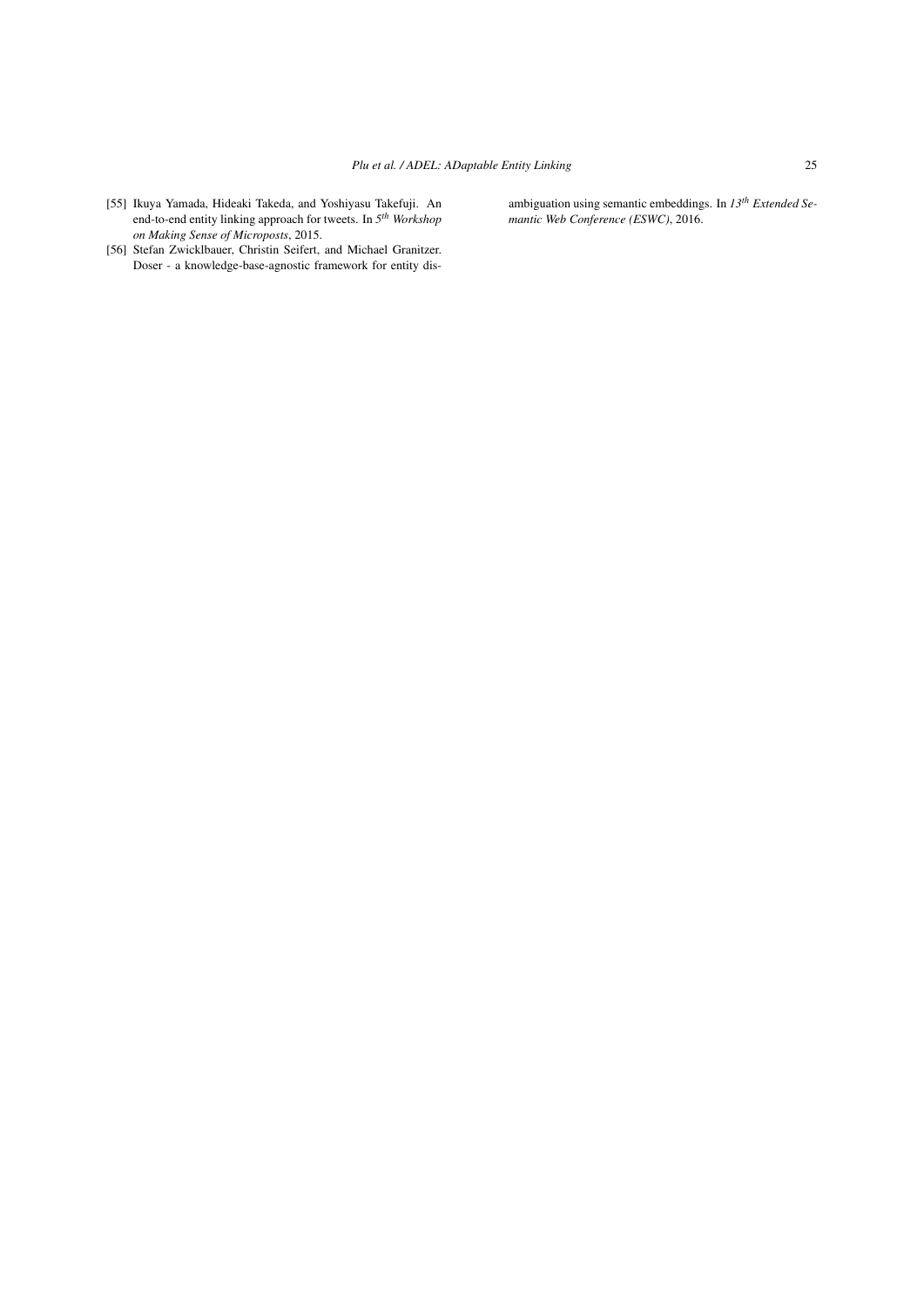[55] Ikuya Yamada, Hideaki Takeda, and Yoshiyasu Takefuji. An end-to-end entity linking approach for tweets. In *5th Workshop on Making Sense of Microposts*, 2015.

[56] Stefan Zwicklbauer, Christin Seifert, and Michael Granitzer. Doser - a knowledge-base-agnostic framework for entity disambiguation using semantic embeddings. In *13th Extended Semantic Web Conference (ESWC)*, 2016.